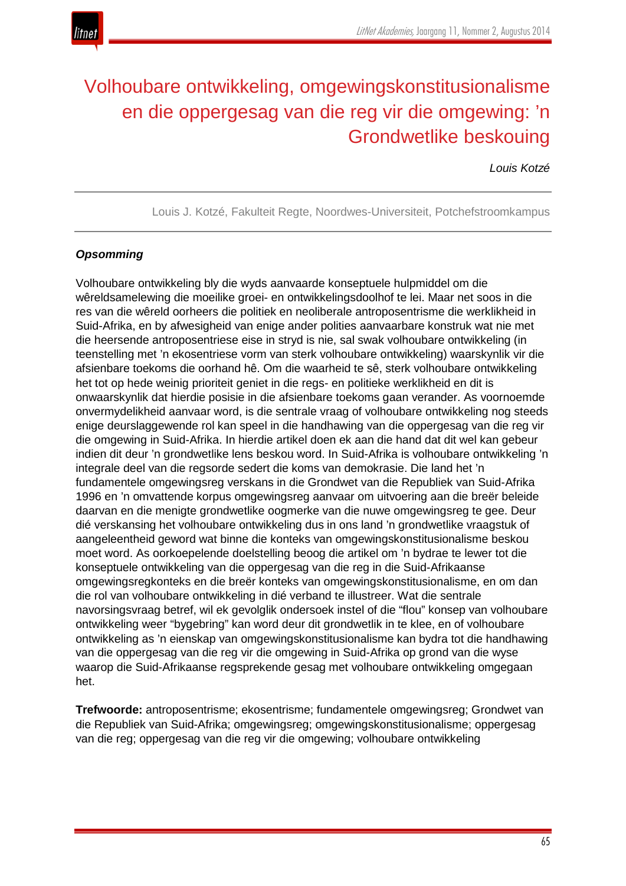# Volhoubare ontwikkeling, omgewingskonstitusionalisme en die oppergesag van die reg vir die omgewing: ’n Grondwetlike beskouing

*Louis Kotzé*

Louis J. Kotzé, Fakulteit Regte, Noordwes-Universiteit, Potchefstroomkampus

## *Opsomming*

Volhoubare ontwikkeling bly die wyds aanvaarde konseptuele hulpmiddel om die wêreldsamelewing die moeilike groei- en ontwikkelingsdoolhof te lei. Maar net soos in die res van die wêreld oorheers die politiek en neoliberale antroposentrisme die werklikheid in Suid-Afrika, en by afwesigheid van enige ander polities aanvaarbare konstruk wat nie met die heersende antroposentriese eise in stryd is nie, sal swak volhoubare ontwikkeling (in teenstelling met ’n ekosentriese vorm van sterk volhoubare ontwikkeling) waarskynlik vir die afsienbare toekoms die oorhand hê. Om die waarheid te sê, sterk volhoubare ontwikkeling het tot op hede weinig prioriteit geniet in die regs- en politieke werklikheid en dit is onwaarskynlik dat hierdie posisie in die afsienbare toekoms gaan verander. As voornoemde onvermydelikheid aanvaar word, is die sentrale vraag of volhoubare ontwikkeling nog steeds enige deurslaggewende rol kan speel in die handhawing van die oppergesag van die reg vir die omgewing in Suid-Afrika. In hierdie artikel doen ek aan die hand dat dit wel kan gebeur indien dit deur ’n grondwetlike lens beskou word. In Suid-Afrika is volhoubare ontwikkeling ’n integrale deel van die regsorde sedert die koms van demokrasie. Die land het ’n fundamentele omgewingsreg verskans in die Grondwet van die Republiek van Suid-Afrika 1996 en ’n omvattende korpus omgewingsreg aanvaar om uitvoering aan die breër beleide daarvan en die menigte grondwetlike oogmerke van die nuwe omgewingsreg te gee. Deur dié verskansing het volhoubare ontwikkeling dus in ons land ’n grondwetlike vraagstuk of aangeleentheid geword wat binne die konteks van omgewingskonstitusionalisme beskou moet word. As oorkoepelende doelstelling beoog die artikel om ’n bydrae te lewer tot die konseptuele ontwikkeling van die oppergesag van die reg in die Suid-Afrikaanse omgewingsregkonteks en die breër konteks van omgewingskonstitusionalisme, en om dan die rol van volhoubare ontwikkeling in dié verband te illustreer. Wat die sentrale navorsingsvraag betref, wil ek gevolglik ondersoek instel of die “flou” konsep van volhoubare ontwikkeling weer “bygebring” kan word deur dit grondwetlik in te klee, en of volhoubare ontwikkeling as ’n eienskap van omgewingskonstitusionalisme kan bydra tot die handhawing van die oppergesag van die reg vir die omgewing in Suid-Afrika op grond van die wyse waarop die Suid-Afrikaanse regsprekende gesag met volhoubare ontwikkeling omgegaan het.

**Trefwoorde:** antroposentrisme; ekosentrisme; fundamentele omgewingsreg; Grondwet van die Republiek van Suid-Afrika; omgewingsreg; omgewingskonstitusionalisme; oppergesag van die reg; oppergesag van die reg vir die omgewing; volhoubare ontwikkeling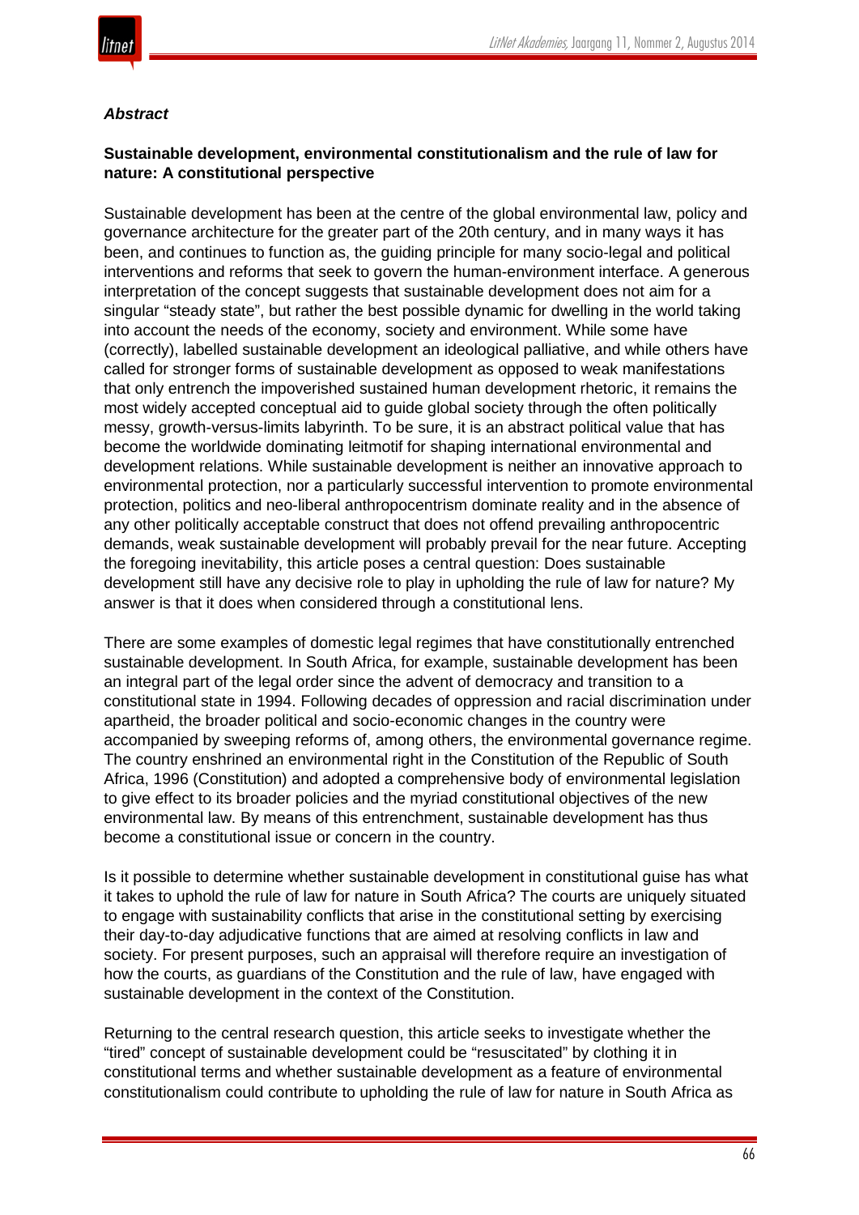***Abstract***

**Sustainable development, environmental constitutionalism and the rule of law for nature: A constitutional perspective**

Sustainable development has been at the centre of the global environmental law, policy and governance architecture for the greater part of the 20th century, and in many ways it has been, and continues to function as, the guiding principle for many socio-legal and political interventions and reforms that seek to govern the human-environment interface. A generous interpretation of the concept suggests that sustainable development does not aim for a singular "steady state", but rather the best possible dynamic for dwelling in the world taking into account the needs of the economy, society and environment. While some have (correctly), labelled sustainable development an ideological palliative, and while others have called for stronger forms of sustainable development as opposed to weak manifestations that only entrench the impoverished sustained human development rhetoric, it remains the most widely accepted conceptual aid to guide global society through the often politically messy, growth-versus-limits labyrinth. To be sure, it is an abstract political value that has become the worldwide dominating leitmotif for shaping international environmental and development relations. While sustainable development is neither an innovative approach to environmental protection, nor a particularly successful intervention to promote environmental protection, politics and neo-liberal anthropocentrism dominate reality and in the absence of any other politically acceptable construct that does not offend prevailing anthropocentric demands, weak sustainable development will probably prevail for the near future. Accepting the foregoing inevitability, this article poses a central question: Does sustainable development still have any decisive role to play in upholding the rule of law for nature? My answer is that it does when considered through a constitutional lens.

There are some examples of domestic legal regimes that have constitutionally entrenched sustainable development. In South Africa, for example, sustainable development has been an integral part of the legal order since the advent of democracy and transition to a constitutional state in 1994. Following decades of oppression and racial discrimination under apartheid, the broader political and socio-economic changes in the country were accompanied by sweeping reforms of, among others, the environmental governance regime. The country enshrined an environmental right in the Constitution of the Republic of South Africa, 1996 (Constitution) and adopted a comprehensive body of environmental legislation to give effect to its broader policies and the myriad constitutional objectives of the new environmental law. By means of this entrenchment, sustainable development has thus become a constitutional issue or concern in the country.

Is it possible to determine whether sustainable development in constitutional guise has what it takes to uphold the rule of law for nature in South Africa? The courts are uniquely situated to engage with sustainability conflicts that arise in the constitutional setting by exercising their day-to-day adjudicative functions that are aimed at resolving conflicts in law and society. For present purposes, such an appraisal will therefore require an investigation of how the courts, as guardians of the Constitution and the rule of law, have engaged with sustainable development in the context of the Constitution.

Returning to the central research question, this article seeks to investigate whether the "tired" concept of sustainable development could be "resuscitated" by clothing it in constitutional terms and whether sustainable development as a feature of environmental constitutionalism could contribute to upholding the rule of law for nature in South Africa as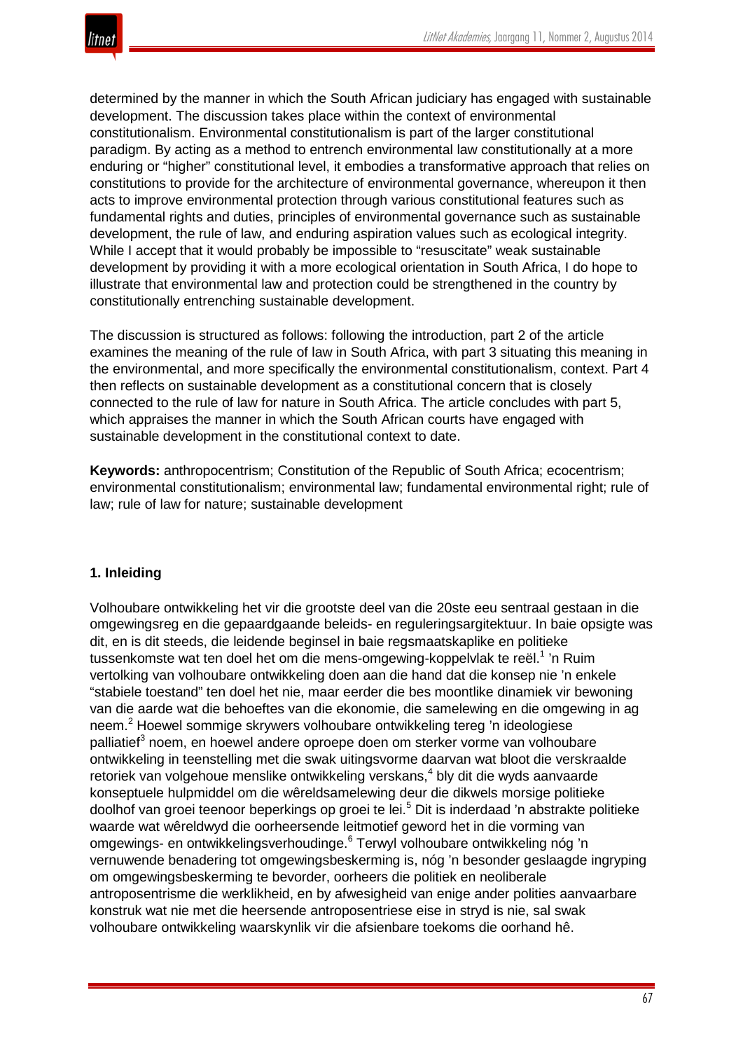determined by the manner in which the South African judiciary has engaged with sustainable development. The discussion takes place within the context of environmental constitutionalism. Environmental constitutionalism is part of the larger constitutional paradigm. By acting as a method to entrench environmental law constitutionally at a more enduring or "higher" constitutional level, it embodies a transformative approach that relies on constitutions to provide for the architecture of environmental governance, whereupon it then acts to improve environmental protection through various constitutional features such as fundamental rights and duties, principles of environmental governance such as sustainable development, the rule of law, and enduring aspiration values such as ecological integrity. While I accept that it would probably be impossible to "resuscitate" weak sustainable development by providing it with a more ecological orientation in South Africa, I do hope to illustrate that environmental law and protection could be strengthened in the country by constitutionally entrenching sustainable development.

The discussion is structured as follows: following the introduction, part 2 of the article examines the meaning of the rule of law in South Africa, with part 3 situating this meaning in the environmental, and more specifically the environmental constitutionalism, context. Part 4 then reflects on sustainable development as a constitutional concern that is closely connected to the rule of law for nature in South Africa. The article concludes with part 5, which appraises the manner in which the South African courts have engaged with sustainable development in the constitutional context to date.

**Keywords:** anthropocentrism; Constitution of the Republic of South Africa; ecocentrism; environmental constitutionalism; environmental law; fundamental environmental right; rule of law; rule of law for nature; sustainable development

## 1. Inleiding

Volhoubare ontwikkeling het vir die grootste deel van die 20ste eeu sentraal gestaan in die omgewingsreg en die gepaardgaande beleids- en reguleringsargitektuur. In baie opsigte was dit, en is dit steeds, die leidende beginsel in baie regsmaatskaplike en politieke tussenkomste wat ten doel het om die mens-omgewing-koppelvlak te reël.[1] 'n Ruim vertolking van volhoubare ontwikkeling doen aan die hand dat die konsep nie 'n enkele "stabiele toestand" ten doel het nie, maar eerder die bes moontlike dinamiek vir bewoning van die aarde wat die behoeftes van die ekonomie, die samelewing en die omgewing in ag neem.[2] Hoewel sommige skrywers volhoubare ontwikkeling tereg 'n ideologiese palliatief[3] noem, en hoewel andere oproepe doen om sterker vorme van volhoubare ontwikkeling in teenstelling met die swak uitingsvorme daarvan wat bloot die verskraalde retoriek van volgehoue menslike ontwikkeling verskans,[4] bly dit die wyds aanvaarde konseptuele hulpmiddel om die wêreldsamelewing deur die dikwels morsige politieke doolhof van groei teenoor beperkings op groei te lei.[5] Dit is inderdaad 'n abstrakte politieke waarde wat wêreldwyd die oorheersende leitmotief geword het in die vorming van omgewings- en ontwikkelingsverhoudinge.[6] Terwyl volhoubare ontwikkeling nóg 'n vernuwende benadering tot omgewingsbeskerming is, nóg 'n besonder geslaagde ingryping om omgewingsbeskerming te bevorder, oorheers die politiek en neoliberale antroposentrisme die werklikheid, en by afwesigheid van enige ander polities aanvaarbare konstruk wat nie met die heersende antroposentriese eise in stryd is nie, sal swak volhoubare ontwikkeling waarskynlik vir die afsienbare toekoms die oorhand hê.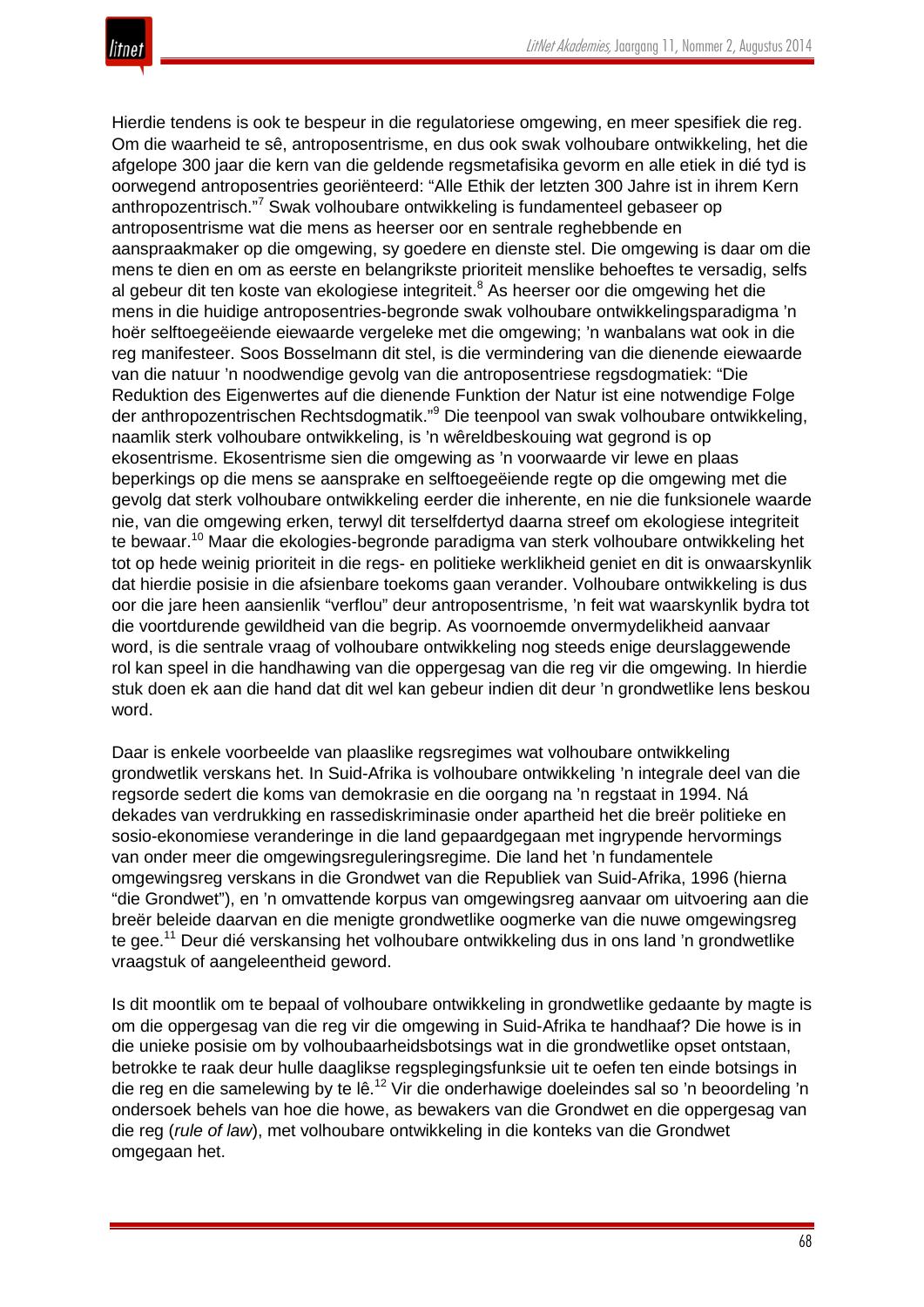Hierdie tendens is ook te bespeur in die regulatoriese omgewing, en meer spesifiek die reg. Om die waarheid te sê, antroposentrisme, en dus ook swak volhoubare ontwikkeling, het die afgelope 300 jaar die kern van die geldende regsmetafisika gevorm en alle etiek in dié tyd is oorwegend antroposentries georiënteerd: "Alle Ethik der letzten 300 Jahre ist in ihrem Kern anthropozentrisch."[7] Swak volhoubare ontwikkeling is fundamenteel gebaseer op antroposentrisme wat die mens as heerser oor en sentrale reghebbende en aanspraakmaker op die omgewing, sy goedere en dienste stel. Die omgewing is daar om die mens te dien en om as eerste en belangrikste prioriteit menslike behoeftes te versadig, selfs al gebeur dit ten koste van ekologiese integriteit.[8] As heerser oor die omgewing het die mens in die huidige antroposentries-begronde swak volhoubare ontwikkelingsparadigma 'n hoër selftoegeëiende eiewaarde vergeleke met die omgewing; 'n wanbalans wat ook in die reg manifesteer. Soos Bosselmann dit stel, is die vermindering van die dienende eiewaarde van die natuur 'n noodwendige gevolg van die antroposentriese regsdogmatiek: "Die Reduktion des Eigenwertes auf die dienende Funktion der Natur ist eine notwendige Folge der anthropozentrischen Rechtsdogmatik."[9] Die teenpool van swak volhoubare ontwikkeling, naamlik sterk volhoubare ontwikkeling, is 'n wêreldbeskouing wat gegrond is op ekosentrisme. Ekosentrisme sien die omgewing as 'n voorwaarde vir lewe en plaas beperkings op die mens se aansprake en selftoegeëiende regte op die omgewing met die gevolg dat sterk volhoubare ontwikkeling eerder die inherente, en nie die funksionele waarde nie, van die omgewing erken, terwyl dit terselfdertyd daarna streef om ekologiese integriteit te bewaar.[10] Maar die ekologies-begronde paradigma van sterk volhoubare ontwikkeling het tot op hede weinig prioriteit in die regs- en politieke werklikheid geniet en dit is onwaarskynlik dat hierdie posisie in die afsienbare toekoms gaan verander. Volhoubare ontwikkeling is dus oor die jare heen aansienlik "verflou" deur antroposentrisme, 'n feit wat waarskynlik bydra tot die voortdurende gewildheid van die begrip. As voornoemde onvermydelikheid aanvaar word, is die sentrale vraag of volhoubare ontwikkeling nog steeds enige deurslaggewende rol kan speel in die handhawing van die oppergesag van die reg vir die omgewing. In hierdie stuk doen ek aan die hand dat dit wel kan gebeur indien dit deur 'n grondwetlike lens beskou word.

Daar is enkele voorbeelde van plaaslike regsregimes wat volhoubare ontwikkeling grondwetlik verskans het. In Suid-Afrika is volhoubare ontwikkeling 'n integrale deel van die regsorde sedert die koms van demokrasie en die oorgang na 'n regstaat in 1994. Ná dekades van verdrukking en rassediskriminasie onder apartheid het die breër politieke en sosio-ekonomiese veranderinge in die land gepaardgegaan met ingrypende hervormings van onder meer die omgewingsreguleringsregime. Die land het 'n fundamentele omgewingsreg verskans in die Grondwet van die Republiek van Suid-Afrika, 1996 (hierna "die Grondwet"), en 'n omvattende korpus van omgewingsreg aanvaar om uitvoering aan die breër beleide daarvan en die menigte grondwetlike oogmerke van die nuwe omgewingsreg te gee.[11] Deur dié verskansing het volhoubare ontwikkeling dus in ons land 'n grondwetlike vraagstuk of aangeleentheid geword.

Is dit moontlik om te bepaal of volhoubare ontwikkeling in grondwetlike gedaante by magte is om die oppergesag van die reg vir die omgewing in Suid-Afrika te handhaaf? Die howe is in die unieke posisie om by volhoubaarheidsbotsings wat in die grondwetlike opset ontstaan, betrokke te raak deur hulle daaglikse regsplegingsfunksie uit te oefen ten einde botsings in die reg en die samelewing by te lê.[12] Vir die onderhawige doeleindes sal so 'n beoordeling 'n ondersoek behels van hoe die howe, as bewakers van die Grondwet en die oppergesag van die reg (*rule of law*), met volhoubare ontwikkeling in die konteks van die Grondwet omgegaan het.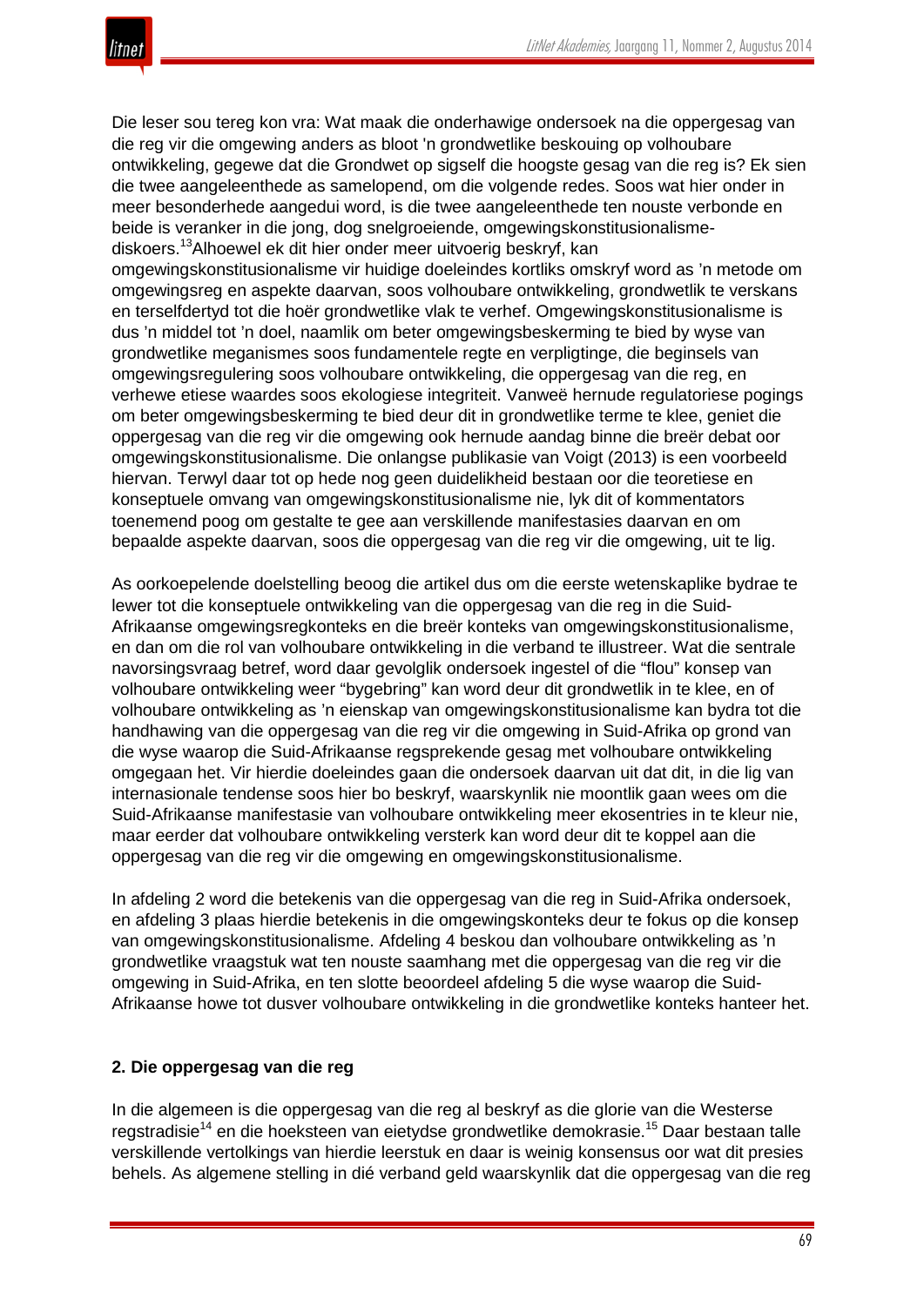Die leser sou tereg kon vra: Wat maak die onderhawige ondersoek na die oppergesag van die reg vir die omgewing anders as bloot 'n grondwetlike beskouing op volhoubare ontwikkeling, gegewe dat die Grondwet op sigself die hoogste gesag van die reg is? Ek sien die twee aangeleenthede as samelopend, om die volgende redes. Soos wat hier onder in meer besonderhede aangedui word, is die twee aangeleenthede ten nouste verbonde en beide is veranker in die jong, dog snelgroeiende, omgewingskonstitusionalisme-diskoers.[13]Alhoewel ek dit hier onder meer uitvoerig beskryf, kan omgewingskonstitusionalisme vir huidige doeleindes kortliks omskryf word as 'n metode om omgewingsreg en aspekte daarvan, soos volhoubare ontwikkeling, grondwetlik te verskans en terselfdertyd tot die hoër grondwetlike vlak te verhef. Omgewingskonstitusionalisme is dus 'n middel tot 'n doel, naamlik om beter omgewingsbeskerming te bied by wyse van grondwetlike meganismes soos fundamentele regte en verpligtinge, die beginsels van omgewingsregulering soos volhoubare ontwikkeling, die oppergesag van die reg, en verhewe etiese waardes soos ekologiese integriteit. Vanweë hernude regulatoriese pogings om beter omgewingsbeskerming te bied deur dit in grondwetlike terme te klee, geniet die oppergesag van die reg vir die omgewing ook hernude aandag binne die breër debat oor omgewingskonstitusionalisme. Die onlangse publikasie van Voigt (2013) is een voorbeeld hiervan. Terwyl daar tot op hede nog geen duidelikheid bestaan oor die teoretiese en konseptuele omvang van omgewingskonstitusionalisme nie, lyk dit of kommentators toenemend poog om gestalte te gee aan verskillende manifestasies daarvan en om bepaalde aspekte daarvan, soos die oppergesag van die reg vir die omgewing, uit te lig.

As oorkoepelende doelstelling beoog die artikel dus om die eerste wetenskaplike bydrae te lewer tot die konseptuele ontwikkeling van die oppergesag van die reg in die Suid-Afrikaanse omgewingsregkonteks en die breër konteks van omgewingskonstitusionalisme, en dan om die rol van volhoubare ontwikkeling in die verband te illustreer. Wat die sentrale navorsingsvraag betref, word daar gevolglik ondersoek ingestel of die "flou" konsep van volhoubare ontwikkeling weer "bygebring" kan word deur dit grondwetlik in te klee, en of volhoubare ontwikkeling as 'n eienskap van omgewingskonstitusionalisme kan bydra tot die handhawing van die oppergesag van die reg vir die omgewing in Suid-Afrika op grond van die wyse waarop die Suid-Afrikaanse regsprekende gesag met volhoubare ontwikkeling omgegaan het. Vir hierdie doeleindes gaan die ondersoek daarvan uit dat dit, in die lig van internasionale tendense soos hier bo beskryf, waarskynlik nie moontlik gaan wees om die Suid-Afrikaanse manifestasie van volhoubare ontwikkeling meer ekosentries in te kleur nie, maar eerder dat volhoubare ontwikkeling versterk kan word deur dit te koppel aan die oppergesag van die reg vir die omgewing en omgewingskonstitusionalisme.

In afdeling 2 word die betekenis van die oppergesag van die reg in Suid-Afrika ondersoek, en afdeling 3 plaas hierdie betekenis in die omgewingskonteks deur te fokus op die konsep van omgewingskonstitusionalisme. Afdeling 4 beskou dan volhoubare ontwikkeling as 'n grondwetlike vraagstuk wat ten nouste saamhang met die oppergesag van die reg vir die omgewing in Suid-Afrika, en ten slotte beoordeel afdeling 5 die wyse waarop die Suid-Afrikaanse howe tot dusver volhoubare ontwikkeling in die grondwetlike konteks hanteer het.

## 2. Die oppergesag van die reg

In die algemeen is die oppergesag van die reg al beskryf as die glorie van die Westerse regstradisie[14] en die hoeksteen van eietydse grondwetlike demokrasie.[15] Daar bestaan talle verskillende vertolkings van hierdie leerstuk en daar is weinig konsensus oor wat dit presies behels. As algemene stelling in dié verband geld waarskynlik dat die oppergesag van die reg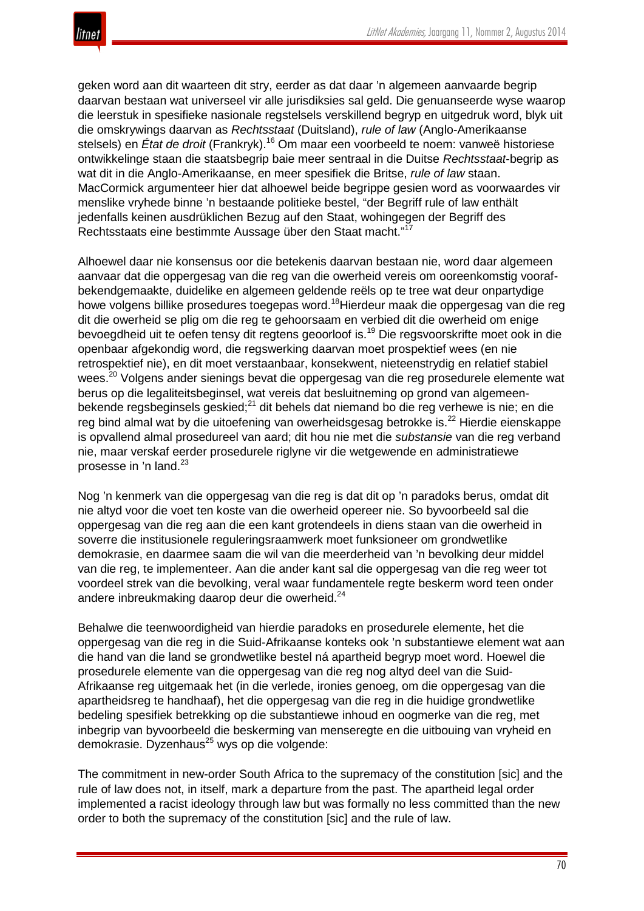geken word aan dit waarteen dit stry, eerder as dat daar ’n algemeen aanvaarde begrip daarvan bestaan wat universeel vir alle jurisdiksies sal geld. Die genuanseerde wyse waarop die leerstuk in spesifieke nasionale regstelsels verskillend begryp en uitgedruk word, blyk uit die omskrywings daarvan as *Rechtsstaat* (Duitsland), *rule of law* (Anglo-Amerikaanse stelsels) en *État de droit* (Frankryk).[16] Om maar een voorbeeld te noem: vanweë historiese ontwikkelinge staan die staatsbegrip baie meer sentraal in die Duitse *Rechtsstaat*-begrip as wat dit in die Anglo-Amerikaanse, en meer spesifiek die Britse, *rule of law* staan. MacCormick argumenteer hier dat alhoewel beide begrippe gesien word as voorwaardes vir menslike vryhede binne ’n bestaande politieke bestel, “der Begriff rule of law enthält jedenfalls keinen ausdrüklichen Bezug auf den Staat, wohingegen der Begriff des Rechtsstaats eine bestimmte Aussage über den Staat macht.”[17]

Alhoewel daar nie konsensus oor die betekenis daarvan bestaan nie, word daar algemeen aanvaar dat die oppergesag van die reg van die owerheid vereis om ooreenkomstig vooraf-bekendgemaakte, duidelike en algemeen geldende reëls op te tree wat deur onpartydige howe volgens billike prosedures toegepas word.[18]Hierdeur maak die oppergesag van die reg dit die owerheid se plig om die reg te gehoorsaam en verbied dit die owerheid om enige bevoegdheid uit te oefen tensy dit regtens geoorloof is.[19] Die regsvoorskrifte moet ook in die openbaar afgekondig word, die regswerking daarvan moet prospektief wees (en nie retrospektief nie), en dit moet verstaanbaar, konsekwent, nieteenstrydig en relatief stabiel wees.[20] Volgens ander sienings bevat die oppergesag van die reg prosedurele elemente wat berus op die legaliteitsbeginsel, wat vereis dat besluitneming op grond van algemeen-bekende regsbeginsels geskied;[21] dit behels dat niemand bo die reg verhewe is nie; en die reg bind almal wat by die uitoefening van owerheidsgesag betrokke is.[22] Hierdie eienskappe is opvallend almal prosedureel van aard; dit hou nie met die *substansie* van die reg verband nie, maar verskaf eerder prosedurele riglyne vir die wetgewende en administratiewe prosesse in ’n land.[23]

Nog ’n kenmerk van die oppergesag van die reg is dat dit op ’n paradoks berus, omdat dit nie altyd voor die voet ten koste van die owerheid opereer nie. So byvoorbeeld sal die oppergesag van die reg aan die een kant grotendeels in diens staan van die owerheid in soverre die institusionele reguleringsraamwerk moet funksioneer om grondwetlike demokrasie, en daarmee saam die wil van die meerderheid van ’n bevolking deur middel van die reg, te implementeer. Aan die ander kant sal die oppergesag van die reg weer tot voordeel strek van die bevolking, veral waar fundamentele regte beskerm word teen onder andere inbreukmaking daarop deur die owerheid.[24]

Behalwe die teenwoordigheid van hierdie paradoks en prosedurele elemente, het die oppergesag van die reg in die Suid-Afrikaanse konteks ook ’n substantiewe element wat aan die hand van die land se grondwetlike bestel ná apartheid begryp moet word. Hoewel die prosedurele elemente van die oppergesag van die reg nog altyd deel van die Suid-Afrikaanse reg uitgemaak het (in die verlede, ironies genoeg, om die oppergesag van die apartheidsreg te handhaaf), het die oppergesag van die reg in die huidige grondwetlike bedeling spesifiek betrekking op die substantiewe inhoud en oogmerke van die reg, met inbegrip van byvoorbeeld die beskerming van menseregte en die uitbouing van vryheid en demokrasie. Dyzenhaus[25] wys op die volgende:

The commitment in new-order South Africa to the supremacy of the constitution [sic] and the rule of law does not, in itself, mark a departure from the past. The apartheid legal order implemented a racist ideology through law but was formally no less committed than the new order to both the supremacy of the constitution [sic] and the rule of law.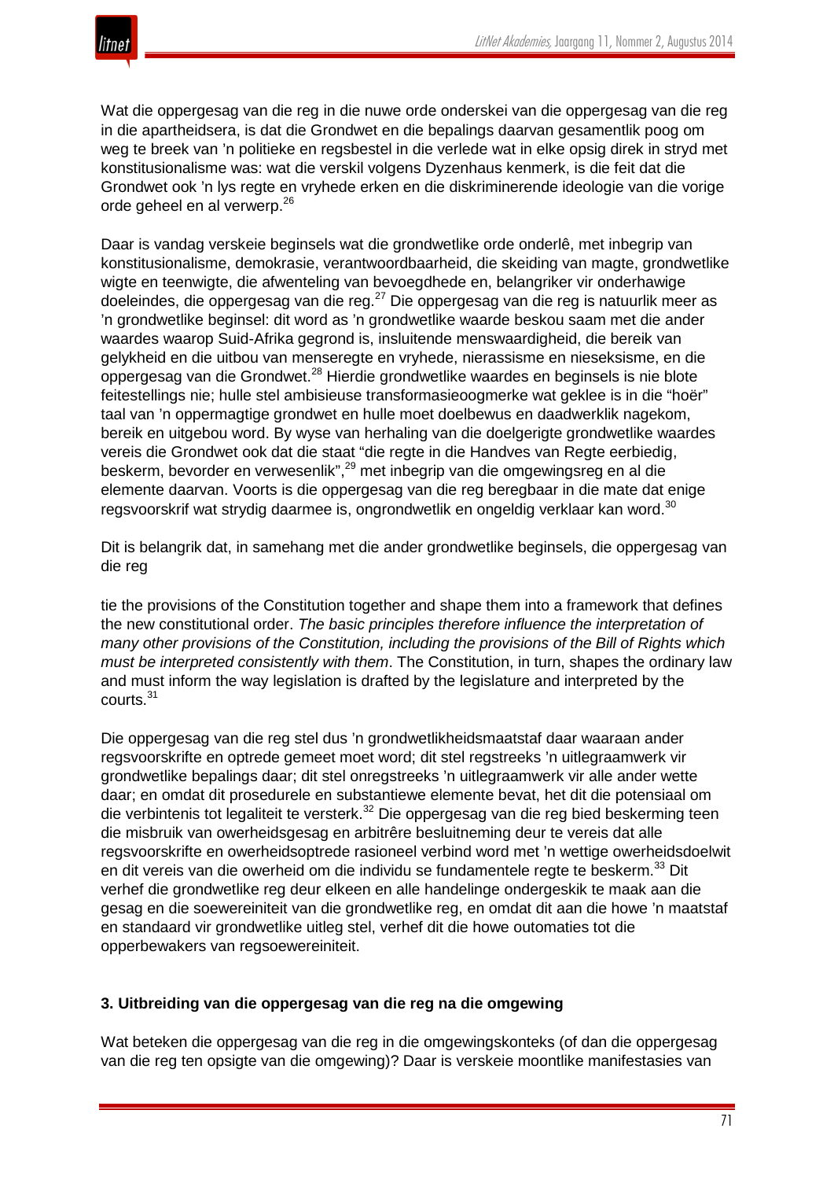Wat die oppergesag van die reg in die nuwe orde onderskei van die oppergesag van die reg in die apartheidsera, is dat die Grondwet en die bepalings daarvan gesamentlik poog om weg te breek van 'n politieke en regsbestel in die verlede wat in elke opsig direk in stryd met konstitusionalisme was: wat die verskil volgens Dyzenhaus kenmerk, is die feit dat die Grondwet ook 'n lys regte en vryhede erken en die diskriminerende ideologie van die vorige orde geheel en al verwerp.[26]

Daar is vandag verskeie beginsels wat die grondwetlike orde onderlê, met inbegrip van konstitusionalisme, demokrasie, verantwoordbaarheid, die skeiding van magte, grondwetlike wigte en teenwigte, die afwenteling van bevoegdhede en, belangriker vir onderhawige doeleindes, die oppergesag van die reg.[27] Die oppergesag van die reg is natuurlik meer as 'n grondwetlike beginsel: dit word as 'n grondwetlike waarde beskou saam met die ander waardes waarop Suid-Afrika gegrond is, insluitende menswaardigheid, die bereik van gelykheid en die uitbou van menseregte en vryhede, nierassisme en nieseksisme, en die oppergesag van die Grondwet.[28] Hierdie grondwetlike waardes en beginsels is nie blote feitestellings nie; hulle stel ambisieuse transformasieoogmerke wat geklee is in die "hoër" taal van 'n oppermagtige grondwet en hulle moet doelbewus en daadwerklik nagekom, bereik en uitgebou word. By wyse van herhaling van die doelgerigte grondwetlike waardes vereis die Grondwet ook dat die staat "die regte in die Handves van Regte eerbiedig, beskerm, bevorder en verwesenlik",[29] met inbegrip van die omgewingsreg en al die elemente daarvan. Voorts is die oppergesag van die reg beregbaar in die mate dat enige regsvoorskrif wat strydig daarmee is, ongrondwetlik en ongeldig verklaar kan word.[30]

Dit is belangrik dat, in samehang met die ander grondwetlike beginsels, die oppergesag van die reg

> tie the provisions of the Constitution together and shape them into a framework that defines the new constitutional order. *The basic principles therefore influence the interpretation of many other provisions of the Constitution, including the provisions of the Bill of Rights which must be interpreted consistently with them*. The Constitution, in turn, shapes the ordinary law and must inform the way legislation is drafted by the legislature and interpreted by the courts.[31]

Die oppergesag van die reg stel dus 'n grondwetlikheidsmaatstaf daar waaraan ander regsvoorskrifte en optrede gemeet moet word; dit stel regstreeks 'n uitlegraamwerk vir grondwetlike bepalings daar; dit stel onregstreeks 'n uitlegraamwerk vir alle ander wette daar; en omdat dit prosedurele en substantiewe elemente bevat, het dit die potensiaal om die verbintenis tot legaliteit te versterk.[32] Die oppergesag van die reg bied beskerming teen die misbruik van owerheidsgesag en arbitrêre besluitneming deur te vereis dat alle regsvoorskrifte en owerheidsoptrede rasioneel verbind word met 'n wettige owerheidsdoelwit en dit vereis van die owerheid om die individu se fundamentele regte te beskerm.[33] Dit verhef die grondwetlike reg deur elkeen en alle handelinge ondergeskik te maak aan die gesag en die soewereiniteit van die grondwetlike reg, en omdat dit aan die howe 'n maatstaf en standaard vir grondwetlike uitleg stel, verhef dit die howe outomaties tot die opperbewakers van regsoewereiniteit.

### 3. Uitbreiding van die oppergesag van die reg na die omgewing

Wat beteken die oppergesag van die reg in die omgewingskonteks (of dan die oppergesag van die reg ten opsigte van die omgewing)? Daar is verskeie moontlike manifestasies van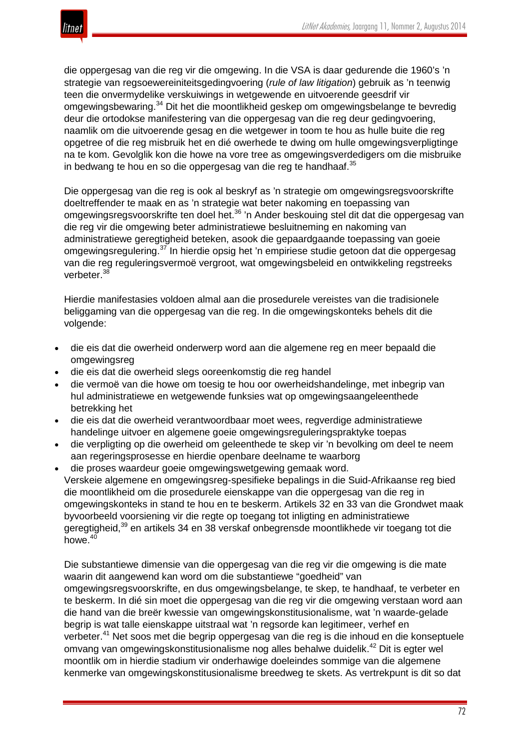die oppergesag van die reg vir die omgewing. In die VSA is daar gedurende die 1960's 'n strategie van regsoewereiniteitsgedingvoering (*rule of law litigation*) gebruik as 'n teenwig teen die onvermydelike verskuiwings in wetgewende en uitvoerende geesdrif vir omgewingsbewaring.[34] Dit het die moontlikheid geskep om omgewingsbelange te bevredig deur die ortodokse manifestering van die oppergesag van die reg deur gedingvoering, naamlik om die uitvoerende gesag en die wetgewer in toom te hou as hulle buite die reg opgetree of die reg misbruik het en dié owerhede te dwing om hulle omgewingsverpligtinge na te kom. Gevolglik kon die howe na vore tree as omgewingsverdedigers om die misbruike in bedwang te hou en so die oppergesag van die reg te handhaaf.[35]

Die oppergesag van die reg is ook al beskryf as 'n strategie om omgewingsregsvoorskrifte doeltreffender te maak en as 'n strategie wat beter nakoming en toepassing van omgewingsregsvoorskrifte ten doel het.[36] 'n Ander beskouing stel dit dat die oppergesag van die reg vir die omgewing beter administratiewe besluitneming en nakoming van administratiewe geregtigheid beteken, asook die gepaardgaande toepassing van goeie omgewingsregulering.[37] In hierdie opsig het 'n empiriese studie getoon dat die oppergesag van die reg reguleringsvermoë vergroot, wat omgewingsbeleid en ontwikkeling regstreeks verbeter.[38]

Hierdie manifestasies voldoen almal aan die prosedurele vereistes van die tradisionele beliggaming van die oppergesag van die reg. In die omgewingskonteks behels dit die volgende:

- die eis dat die owerheid onderwerp word aan die algemene reg en meer bepaald die omgewingsreg
- die eis dat die owerheid slegs ooreenkomstig die reg handel
- die vermoë van die howe om toesig te hou oor owerheidshandelinge, met inbegrip van hul administratiewe en wetgewende funksies wat op omgewingsaangeleenthede betrekking het
- die eis dat die owerheid verantwoordbaar moet wees, regverdige administratiewe handelinge uitvoer en algemene goeie omgewingsreguleringspraktyke toepas
- die verpligting op die owerheid om geleenthede te skep vir 'n bevolking om deel te neem aan regeringsprosesse en hierdie openbare deelname te waarborg
- die proses waardeur goeie omgewingswetgewing gemaak word.

Verskeie algemene en omgewingsreg-spesifieke bepalings in die Suid-Afrikaanse reg bied die moontlikheid om die prosedurele eienskappe van die oppergesag van die reg in omgewingskonteks in stand te hou en te beskerm. Artikels 32 en 33 van die Grondwet maak byvoorbeeld voorsiening vir die regte op toegang tot inligting en administratiewe geregtigheid,[39] en artikels 34 en 38 verskaf onbegrensde moontlikhede vir toegang tot die howe.[40]

Die substantiewe dimensie van die oppergesag van die reg vir die omgewing is die mate waarin dit aangewend kan word om die substantiewe "goedheid" van omgewingsregsvoorskrifte, en dus omgewingsbelange, te skep, te handhaaf, te verbeter en te beskerm. In dié sin moet die oppergesag van die reg vir die omgewing verstaan word aan die hand van die breër kwessie van omgewingskonstitusionalisme, wat 'n waarde-gelade begrip is wat talle eienskappe uitstraal wat 'n regsorde kan legitimeer, verhef en verbeter.[41] Net soos met die begrip oppergesag van die reg is die inhoud en die konseptuele omvang van omgewingskonstitusionalisme nog alles behalwe duidelik.[42] Dit is egter wel moontlik om in hierdie stadium vir onderhawige doeleindes sommige van die algemene kenmerke van omgewingskonstitusionalisme breedweg te skets. As vertrekpunt is dit so dat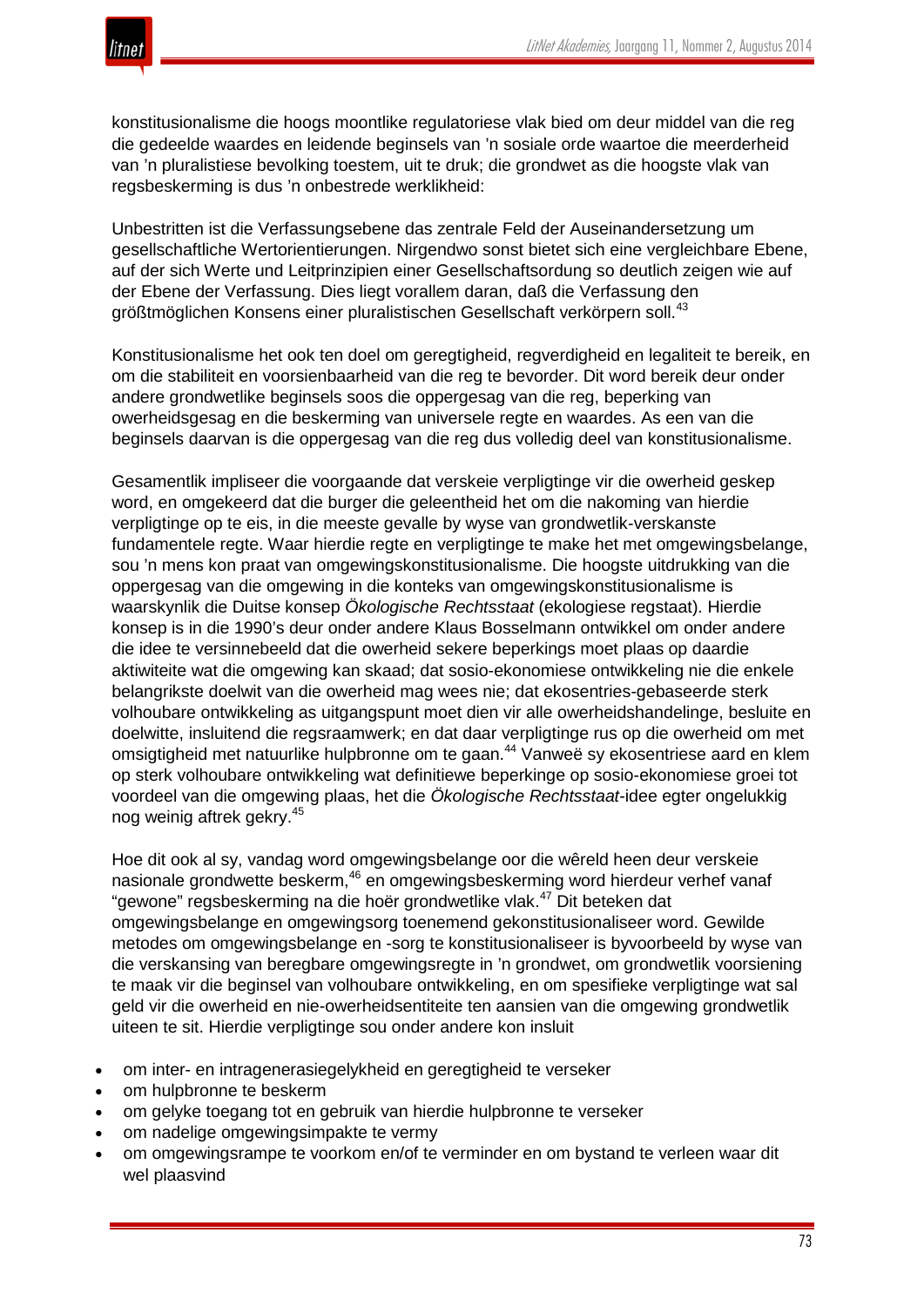konstitusionalisme die hoogs moontlike regulatoriese vlak bied om deur middel van die reg die gedeelde waardes en leidende beginsels van 'n sosiale orde waartoe die meerderheid van 'n pluralistiese bevolking toestem, uit te druk; die grondwet as die hoogste vlak van regsbeskerming is dus 'n onbestrede werklikheid:

Unbestritten ist die Verfassungsebene das zentrale Feld der Auseinandersetzung um gesellschaftliche Wertorientierungen. Nirgendwo sonst bietet sich eine vergleichbare Ebene, auf der sich Werte und Leitprinzipien einer Gesellschaftsordung so deutlich zeigen wie auf der Ebene der Verfassung. Dies liegt vorallem daran, daß die Verfassung den größtmöglichen Konsens einer pluralistischen Gesellschaft verkörpern soll.[43]

Konstitusionalisme het ook ten doel om geregtigheid, regverdigheid en legaliteit te bereik, en om die stabiliteit en voorsienbaarheid van die reg te bevorder. Dit word bereik deur onder andere grondwetlike beginsels soos die oppergesag van die reg, beperking van owerheidsgesag en die beskerming van universele regte en waardes. As een van die beginsels daarvan is die oppergesag van die reg dus volledig deel van konstitusionalisme.

Gesamentlik impliseer die voorgaande dat verskeie verpligtinge vir die owerheid geskep word, en omgekeerd dat die burger die geleentheid het om die nakoming van hierdie verpligtinge op te eis, in die meeste gevalle by wyse van grondwetlik-verskanste fundamentele regte. Waar hierdie regte en verpligtinge te make het met omgewingsbelange, sou 'n mens kon praat van omgewingskonstitusionalisme. Die hoogste uitdrukking van die oppergesag van die omgewing in die konteks van omgewingskonstitusionalisme is waarskynlik die Duitse konsep *Ökologische Rechtsstaat* (ekologiese regstaat). Hierdie konsep is in die 1990's deur onder andere Klaus Bosselmann ontwikkel om onder andere die idee te versinnebeeld dat die owerheid sekere beperkings moet plaas op daardie aktiwiteite wat die omgewing kan skaad; dat sosio-ekonomiese ontwikkeling nie die enkele belangrikste doelwit van die owerheid mag wees nie; dat ekosentries-gebaseerde sterk volhoubare ontwikkeling as uitgangspunt moet dien vir alle owerheidshandelinge, besluite en doelwitte, insluitend die regsraamwerk; en dat daar verpligtinge rus op die owerheid om met omsigtigheid met natuurlike hulpbronne om te gaan.[44] Vanweë sy ekosentriese aard en klem op sterk volhoubare ontwikkeling wat definitiewe beperkinge op sosio-ekonomiese groei tot voordeel van die omgewing plaas, het die *Ökologische Rechtsstaat*-idee egter ongelukkig nog weinig aftrek gekry.[45]

Hoe dit ook al sy, vandag word omgewingsbelange oor die wêreld heen deur verskeie nasionale grondwette beskerm,[46] en omgewingsbeskerming word hierdeur verhef vanaf "gewone" regsbeskerming na die hoër grondwetlike vlak.[47] Dit beteken dat omgewingsbelange en omgewingsorg toenemend gekonstitusionaliseer word. Gewilde metodes om omgewingsbelange en -sorg te konstitusionaliseer is byvoorbeeld by wyse van die verskansing van beregbare omgewingsregte in 'n grondwet, om grondwetlik voorsiening te maak vir die beginsel van volhoubare ontwikkeling, en om spesifieke verpligtinge wat sal geld vir die owerheid en nie-owerheidsentiteite ten aansien van die omgewing grondwetlik uiteen te sit. Hierdie verpligtinge sou onder andere kon insluit

- om inter- en intragenerasiegelykheid en geregtigheid te verseker
- om hulpbronne te beskerm
- om gelyke toegang tot en gebruik van hierdie hulpbronne te verseker
- om nadelige omgewingsimpakte te vermy
- om omgewingsrampe te voorkom en/of te verminder en om bystand te verleen waar dit wel plaasvind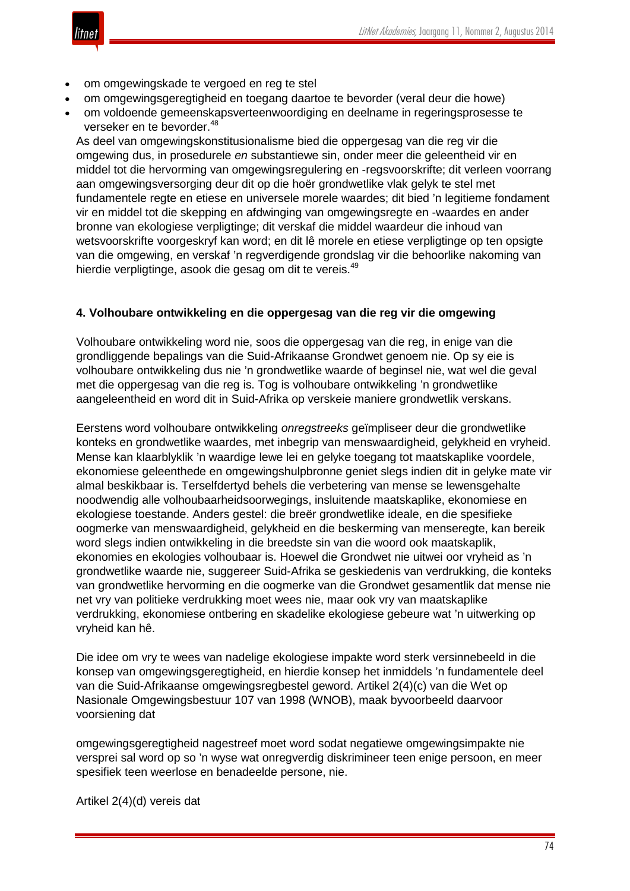- om omgewingskade te vergoed en reg te stel
- om omgewingsgeregtigheid en toegang daartoe te bevorder (veral deur die howe)
- om voldoende gemeenskapsverteenwoordiging en deelname in regeringsprosesse te verseker en te bevorder.[48]

As deel van omgewingskonstitusionalisme bied die oppergesag van die reg vir die omgewing dus, in prosedurele *en* substantiewe sin, onder meer die geleentheid vir en middel tot die hervorming van omgewingsregulering en -regsvoorskrifte; dit verleen voorrang aan omgewingsversorging deur dit op die hoër grondwetlike vlak gelyk te stel met fundamentele regte en etiese en universele morele waardes; dit bied 'n legitieme fondament vir en middel tot die skepping en afdwinging van omgewingsregte en -waardes en ander bronne van ekologiese verpligtinge; dit verskaf die middel waardeur die inhoud van wetsvoorskrifte voorgeskryf kan word; en dit lê morele en etiese verpligtinge op ten opsigte van die omgewing, en verskaf 'n regverdigende grondslag vir die behoorlike nakoming van hierdie verpligtinge, asook die gesag om dit te vereis.[49]

#### 4. Volhoubare ontwikkeling en die oppergesag van die reg vir die omgewing

Volhoubare ontwikkeling word nie, soos die oppergesag van die reg, in enige van die grondliggende bepalings van die Suid-Afrikaanse Grondwet genoem nie. Op sy eie is volhoubare ontwikkeling dus nie 'n grondwetlike waarde of beginsel nie, wat wel die geval met die oppergesag van die reg is. Tog is volhoubare ontwikkeling 'n grondwetlike aangeleentheid en word dit in Suid-Afrika op verskeie maniere grondwetlik verskans.

Eerstens word volhoubare ontwikkeling *onregstreeks* geïmpliseer deur die grondwetlike konteks en grondwetlike waardes, met inbegrip van menswaardigheid, gelykheid en vryheid. Mense kan klaarblyklik 'n waardige lewe lei en gelyke toegang tot maatskaplike voordele, ekonomiese geleenthede en omgewingshulpbronne geniet slegs indien dit in gelyke mate vir almal beskikbaar is. Terselfdertyd behels die verbetering van mense se lewensgehalte noodwendig alle volhoubaarheidsoorwegings, insluitende maatskaplike, ekonomiese en ekologiese toestande. Anders gestel: die breër grondwetlike ideale, en die spesifieke oogmerke van menswaardigheid, gelykheid en die beskerming van menseregte, kan bereik word slegs indien ontwikkeling in die breedste sin van die woord ook maatskaplik, ekonomies en ekologies volhoubaar is. Hoewel die Grondwet nie uitwei oor vryheid as 'n grondwetlike waarde nie, suggereer Suid-Afrika se geskiedenis van verdrukking, die konteks van grondwetlike hervorming en die oogmerke van die Grondwet gesamentlik dat mense nie net vry van politieke verdrukking moet wees nie, maar ook vry van maatskaplike verdrukking, ekonomiese ontbering en skadelike ekologiese gebeure wat 'n uitwerking op vryheid kan hê.

Die idee om vry te wees van nadelige ekologiese impakte word sterk versinnebeeld in die konsep van omgewingsgeregtigheid, en hierdie konsep het inmiddels 'n fundamentele deel van die Suid-Afrikaanse omgewingsregbestel geword. Artikel 2(4)(c) van die Wet op Nasionale Omgewingsbestuur 107 van 1998 (WNOB), maak byvoorbeeld daarvoor voorsiening dat

> omgewingsgeregtigheid nagestreef moet word sodat negatiewe omgewingsimpakte nie versprei sal word op so 'n wyse wat onregverdig diskrimineer teen enige persoon, en meer spesifiek teen weerlose en benadeelde persone, nie.

Artikel 2(4)(d) vereis dat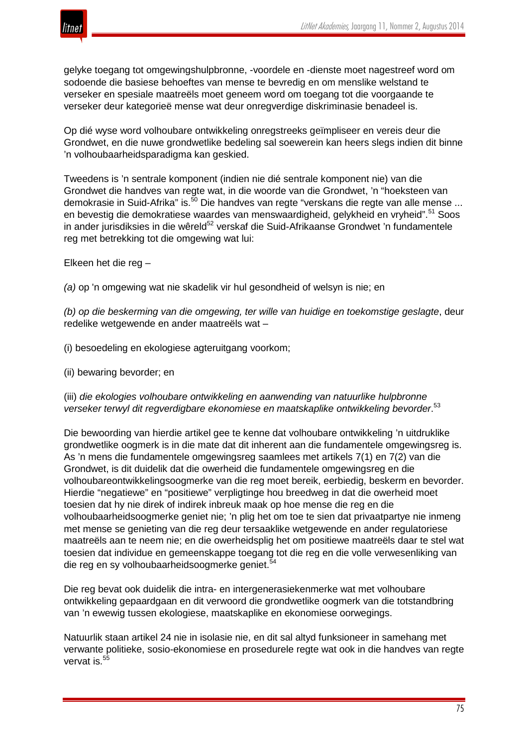gelyke toegang tot omgewingshulpbronne, -voordele en -dienste moet nagestreef word om sodoende die basiese behoeftes van mense te bevredig en om menslike welstand te verseker en spesiale maatreëls moet geneem word om toegang tot die voorgaande te verseker deur kategorieë mense wat deur onregverdige diskriminasie benadeel is.

Op dié wyse word volhoubare ontwikkeling onregstreeks geïmpliseer en vereis deur die Grondwet, en die nuwe grondwetlike bedeling sal soewerein kan heers slegs indien dit binne 'n volhoubaarheidsparadigma kan geskied.

Tweedens is 'n sentrale komponent (indien nie dié sentrale komponent nie) van die Grondwet die handves van regte wat, in die woorde van die Grondwet, 'n "hoeksteen van demokrasie in Suid-Afrika" is.[50] Die handves van regte "verskans die regte van alle mense ... en bevestig die demokratiese waardes van menswaardigheid, gelykheid en vryheid".[51] Soos in ander jurisdiksies in die wêreld[52] verskaf die Suid-Afrikaanse Grondwet 'n fundamentele reg met betrekking tot die omgewing wat lui:

Elkeen het die reg –

*(a)* op 'n omgewing wat nie skadelik vir hul gesondheid of welsyn is nie; en

*(b) op die beskerming van die omgewing, ter wille van huidige en toekomstige geslagte*, deur redelike wetgewende en ander maatreëls wat –

(i) besoedeling en ekologiese agteruitgang voorkom;

(ii) bewaring bevorder; en

(iii) *die ekologies volhoubare ontwikkeling en aanwending van natuurlike hulpbronne verseker terwyl dit regverdigbare ekonomiese en maatskaplike ontwikkeling bevorder*.[53]

Die bewoording van hierdie artikel gee te kenne dat volhoubare ontwikkeling 'n uitdruklike grondwetlike oogmerk is in die mate dat dit inherent aan die fundamentele omgewingsreg is. As 'n mens die fundamentele omgewingsreg saamlees met artikels 7(1) en 7(2) van die Grondwet, is dit duidelik dat die owerheid die fundamentele omgewingsreg en die volhoubareontwikkelingsoogmerke van die reg moet bereik, eerbiedig, beskerm en bevorder. Hierdie "negatiewe" en "positiewe" verpligtinge hou breedweg in dat die owerheid moet toesien dat hy nie direk of indirek inbreuk maak op hoe mense die reg en die volhoubaarheidsoogmerke geniet nie; 'n plig het om toe te sien dat privaatpartye nie inmeng met mense se genieting van die reg deur tersaaklike wetgewende en ander regulatoriese maatreëls aan te neem nie; en die owerheidsplig het om positiewe maatreëls daar te stel wat toesien dat individue en gemeenskappe toegang tot die reg en die volle verwesenliking van die reg en sy volhoubaarheidsoogmerke geniet.[54]

Die reg bevat ook duidelik die intra- en intergenerasiekenmerke wat met volhoubare ontwikkeling gepaardgaan en dit verwoord die grondwetlike oogmerk van die totstandbring van 'n ewewig tussen ekologiese, maatskaplike en ekonomiese oorwegings.

Natuurlik staan artikel 24 nie in isolasie nie, en dit sal altyd funksioneer in samehang met verwante politieke, sosio-ekonomiese en prosedurele regte wat ook in die handves van regte vervat is.[55]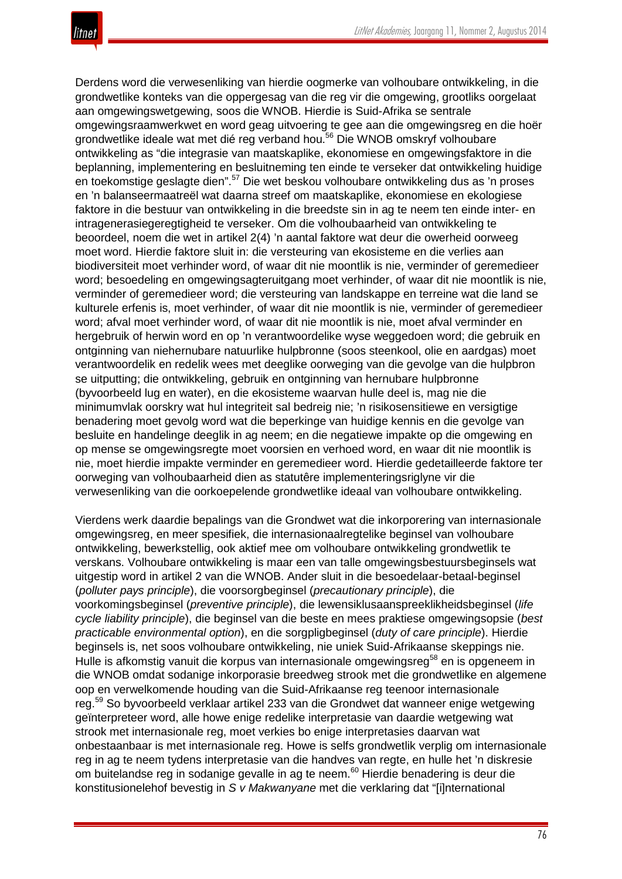Derdens word die verwesenliking van hierdie oogmerke van volhoubare ontwikkeling, in die grondwetlike konteks van die oppergesag van die reg vir die omgewing, grootliks oorgelaat aan omgewingswetgewing, soos die WNOB. Hierdie is Suid-Afrika se sentrale omgewingsraamwerkwet en word geag uitvoering te gee aan die omgewingsreg en die hoër grondwetlike ideale wat met dié reg verband hou.[56] Die WNOB omskryf volhoubare ontwikkeling as "die integrasie van maatskaplike, ekonomiese en omgewingsfaktore in die beplanning, implementering en besluitneming ten einde te verseker dat ontwikkeling huidige en toekomstige geslagte dien".[57] Die wet beskou volhoubare ontwikkeling dus as 'n proses en 'n balanseermaatreël wat daarna streef om maatskaplike, ekonomiese en ekologiese faktore in die bestuur van ontwikkeling in die breedste sin in ag te neem ten einde inter- en intragenerasiegeregtigheid te verseker. Om die volhoubaarheid van ontwikkeling te beoordeel, noem die wet in artikel 2(4) 'n aantal faktore wat deur die owerheid oorweeg moet word. Hierdie faktore sluit in: die versteuring van ekosisteme en die verlies aan biodiversiteit moet verhinder word, of waar dit nie moontlik is nie, verminder of geremedieer word; besoedeling en omgewingsagteruitgang moet verhinder, of waar dit nie moontlik is nie, verminder of geremedieer word; die versteuring van landskappe en terreine wat die land se kulturele erfenis is, moet verhinder, of waar dit nie moontlik is nie, verminder of geremedieer word; afval moet verhinder word, of waar dit nie moontlik is nie, moet afval verminder en hergebruik of herwin word en op 'n verantwoordelike wyse weggedoen word; die gebruik en ontginning van niehernubare natuurlike hulpbronne (soos steenkool, olie en aardgas) moet verantwoordelik en redelik wees met deeglike oorweging van die gevolge van die hulpbron se uitputting; die ontwikkeling, gebruik en ontginning van hernubare hulpbronne (byvoorbeeld lug en water), en die ekosisteme waarvan hulle deel is, mag nie die minimumvlak oorskry wat hul integriteit sal bedreig nie; 'n risikosensitiewe en versigtige benadering moet gevolg word wat die beperkinge van huidige kennis en die gevolge van besluite en handelinge deeglik in ag neem; en die negatiewe impakte op die omgewing en op mense se omgewingsregte moet voorsien en verhoed word, en waar dit nie moontlik is nie, moet hierdie impakte verminder en geremedieer word. Hierdie gedetailleerde faktore ter oorweging van volhoubaarheid dien as statutêre implementeringsriglyne vir die verwesenliking van die oorkoepelende grondwetlike ideaal van volhoubare ontwikkeling.

Vierdens werk daardie bepalings van die Grondwet wat die inkorporering van internasionale omgewingsreg, en meer spesifiek, die internasionaalregtelike beginsel van volhoubare ontwikkeling, bewerkstellig, ook aktief mee om volhoubare ontwikkeling grondwetlik te verskans. Volhoubare ontwikkeling is maar een van talle omgewingsbestuursbeginsels wat uitgestip word in artikel 2 van die WNOB. Ander sluit in die besoedelaar-betaal-beginsel (*polluter pays principle*), die voorsorgbeginsel (*precautionary principle*), die voorkomingsbeginsel (*preventive principle*), die lewensiklusaanspreeklikheidsbeginsel (*life cycle liability principle*), die beginsel van die beste en mees praktiese omgewingsopsie (*best practicable environmental option*), en die sorgpligbeginsel (*duty of care principle*). Hierdie beginsels is, net soos volhoubare ontwikkeling, nie uniek Suid-Afrikaanse skeppings nie. Hulle is afkomstig vanuit die korpus van internasionale omgewingsreg[58] en is opgeneem in die WNOB omdat sodanige inkorporasie breedweg strook met die grondwetlike en algemene oop en verwelkomende houding van die Suid-Afrikaanse reg teenoor internasionale reg.[59] So byvoorbeeld verklaar artikel 233 van die Grondwet dat wanneer enige wetgewing geïnterpreteer word, alle howe enige redelike interpretasie van daardie wetgewing wat strook met internasionale reg, moet verkies bo enige interpretasies daarvan wat onbestaanbaar is met internasionale reg. Howe is selfs grondwetlik verplig om internasionale reg in ag te neem tydens interpretasie van die handves van regte, en hulle het 'n diskresie om buitelandse reg in sodanige gevalle in ag te neem.[60] Hierdie benadering is deur die konstitusionelehof bevestig in *S v Makwanyane* met die verklaring dat "[i]nternational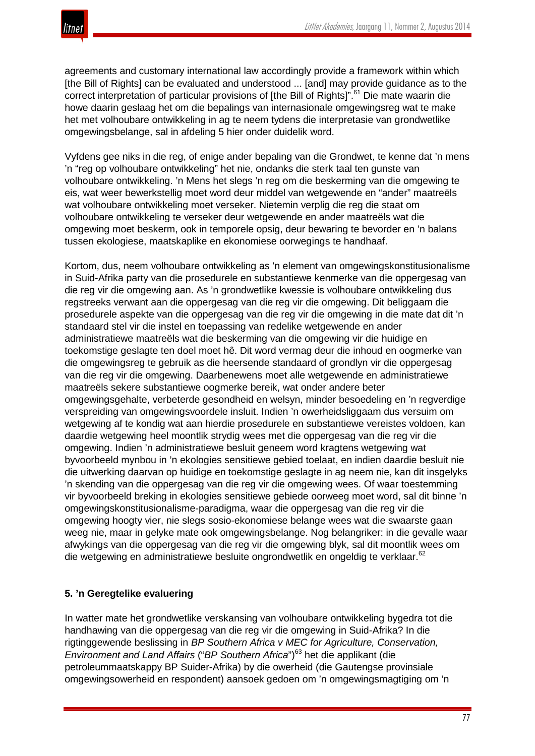agreements and customary international law accordingly provide a framework within which [the Bill of Rights] can be evaluated and understood ... [and] may provide guidance as to the correct interpretation of particular provisions of [the Bill of Rights]".[61] Die mate waarin die howe daarin geslaag het om die bepalings van internasionale omgewingsreg wat te make het met volhoubare ontwikkeling in ag te neem tydens die interpretasie van grondwetlike omgewingsbelange, sal in afdeling 5 hier onder duidelik word.

Vyfdens gee niks in die reg, of enige ander bepaling van die Grondwet, te kenne dat 'n mens 'n "reg op volhoubare ontwikkeling" het nie, ondanks die sterk taal ten gunste van volhoubare ontwikkeling. 'n Mens het slegs 'n reg om die beskerming van die omgewing te eis, wat weer bewerkstellig moet word deur middel van wetgewende en "ander" maatreëls wat volhoubare ontwikkeling moet verseker. Nietemin verplig die reg die staat om volhoubare ontwikkeling te verseker deur wetgewende en ander maatreëls wat die omgewing moet beskerm, ook in temporele opsig, deur bewaring te bevorder en 'n balans tussen ekologiese, maatskaplike en ekonomiese oorwegings te handhaaf.

Kortom, dus, neem volhoubare ontwikkeling as 'n element van omgewingskonstitusionalisme in Suid-Afrika party van die prosedurele en substantiewe kenmerke van die oppergesag van die reg vir die omgewing aan. As 'n grondwetlike kwessie is volhoubare ontwikkeling dus regstreeks verwant aan die oppergesag van die reg vir die omgewing. Dit beliggaam die prosedurele aspekte van die oppergesag van die reg vir die omgewing in die mate dat dit 'n standaard stel vir die instel en toepassing van redelike wetgewende en ander administratiewe maatreëls wat die beskerming van die omgewing vir die huidige en toekomstige geslagte ten doel moet hê. Dit word vermag deur die inhoud en oogmerke van die omgewingsreg te gebruik as die heersende standaard of grondlyn vir die oppergesag van die reg vir die omgewing. Daarbenewens moet alle wetgewende en administratiewe maatreëls sekere substantiewe oogmerke bereik, wat onder andere beter omgewingsgehalte, verbeterde gesondheid en welsyn, minder besoedeling en 'n regverdige verspreiding van omgewingsvoordele insluit. Indien 'n owerheidsliggaam dus versuim om wetgewing af te kondig wat aan hierdie prosedurele en substantiewe vereistes voldoen, kan daardie wetgewing heel moontlik strydig wees met die oppergesag van die reg vir die omgewing. Indien 'n administratiewe besluit geneem word kragtens wetgewing wat byvoorbeeld mynbou in 'n ekologies sensitiewe gebied toelaat, en indien daardie besluit nie die uitwerking daarvan op huidige en toekomstige geslagte in ag neem nie, kan dit insgelyks 'n skending van die oppergesag van die reg vir die omgewing wees. Of waar toestemming vir byvoorbeeld breking in ekologies sensitiewe gebiede oorweeg moet word, sal dit binne 'n omgewingskonstitusionalisme-paradigma, waar die oppergesag van die reg vir die omgewing hoogty vier, nie slegs sosio-ekonomiese belange wees wat die swaarste gaan weeg nie, maar in gelyke mate ook omgewingsbelange. Nog belangriker: in die gevalle waar afwykings van die oppergesag van die reg vir die omgewing blyk, sal dit moontlik wees om die wetgewing en administratiewe besluite ongrondwetlik en ongeldig te verklaar.[62]

## 5. 'n Geregtelike evaluering

In watter mate het grondwetlike verskansing van volhoubare ontwikkeling bygedra tot die handhawing van die oppergesag van die reg vir die omgewing in Suid-Afrika? In die rigtinggewende beslissing in *BP Southern Africa v MEC for Agriculture, Conservation, Environment and Land Affairs* ("*BP Southern Africa*")[63] het die applikant (die petroleummaatskappy BP Suider-Afrika) by die owerheid (die Gautengse provinsiale omgewingsowerheid en respondent) aansoek gedoen om 'n omgewingsmagtiging om 'n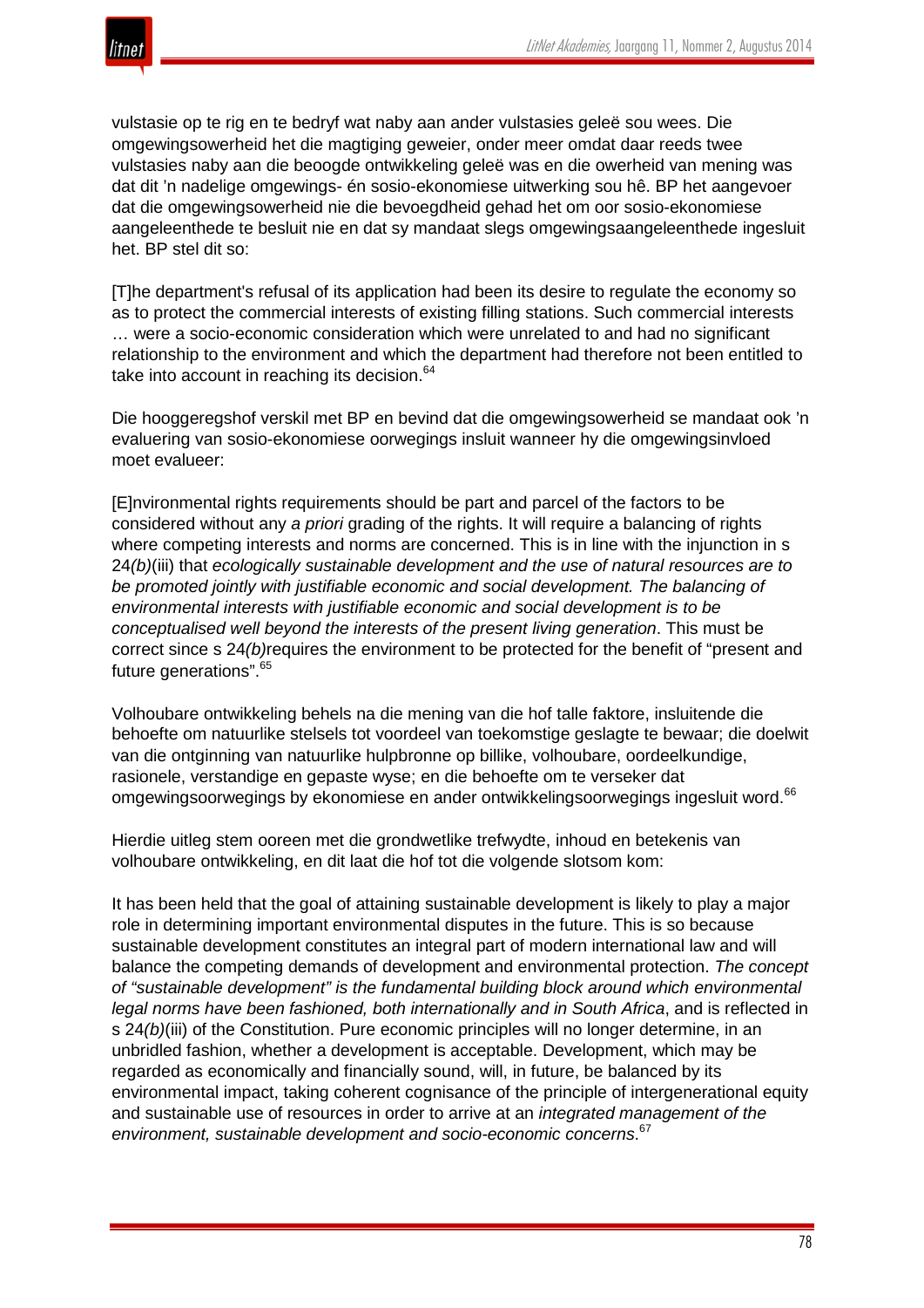vulstasie op te rig en te bedryf wat naby aan ander vulstasies geleë sou wees. Die omgewingsowerheid het die magtiging geweier, onder meer omdat daar reeds twee vulstasies naby aan die beoogde ontwikkeling geleë was en die owerheid van mening was dat dit 'n nadelige omgewings- én sosio-ekonomiese uitwerking sou hê. BP het aangevoer dat die omgewingsowerheid nie die bevoegdheid gehad het om oor sosio-ekonomiese aangeleenthede te besluit nie en dat sy mandaat slegs omgewingsaangeleenthede ingesluit het. BP stel dit so:

> [T]he department's refusal of its application had been its desire to regulate the economy so as to protect the commercial interests of existing filling stations. Such commercial interests … were a socio-economic consideration which were unrelated to and had no significant relationship to the environment and which the department had therefore not been entitled to take into account in reaching its decision.[64]

Die hooggeregshof verskil met BP en bevind dat die omgewingsowerheid se mandaat ook 'n evaluering van sosio-ekonomiese oorwegings insluit wanneer hy die omgewingsinvloed moet evalueer:

> [E]nvironmental rights requirements should be part and parcel of the factors to be considered without any *a priori* grading of the rights. It will require a balancing of rights where competing interests and norms are concerned. This is in line with the injunction in s 24*(b)*(iii) that *ecologically sustainable development and the use of natural resources are to be promoted jointly with justifiable economic and social development. The balancing of environmental interests with justifiable economic and social development is to be conceptualised well beyond the interests of the present living generation*. This must be correct since s 24*(b)*requires the environment to be protected for the benefit of "present and future generations".[65]

Volhoubare ontwikkeling behels na die mening van die hof talle faktore, insluitende die behoefte om natuurlike stelsels tot voordeel van toekomstige geslagte te bewaar; die doelwit van die ontginning van natuurlike hulpbronne op billike, volhoubare, oordeelkundige, rasionele, verstandige en gepaste wyse; en die behoefte om te verseker dat omgewingsoorwegings by ekonomiese en ander ontwikkelingsoorwegings ingesluit word.[66]

Hierdie uitleg stem ooreen met die grondwetlike trefwydte, inhoud en betekenis van volhoubare ontwikkeling, en dit laat die hof tot die volgende slotsom kom:

> It has been held that the goal of attaining sustainable development is likely to play a major role in determining important environmental disputes in the future. This is so because sustainable development constitutes an integral part of modern international law and will balance the competing demands of development and environmental protection. *The concept of "sustainable development" is the fundamental building block around which environmental legal norms have been fashioned, both internationally and in South Africa*, and is reflected in s 24*(b)*(iii) of the Constitution. Pure economic principles will no longer determine, in an unbridled fashion, whether a development is acceptable. Development, which may be regarded as economically and financially sound, will, in future, be balanced by its environmental impact, taking coherent cognisance of the principle of intergenerational equity and sustainable use of resources in order to arrive at an *integrated management of the environment, sustainable development and socio-economic concerns*.[67]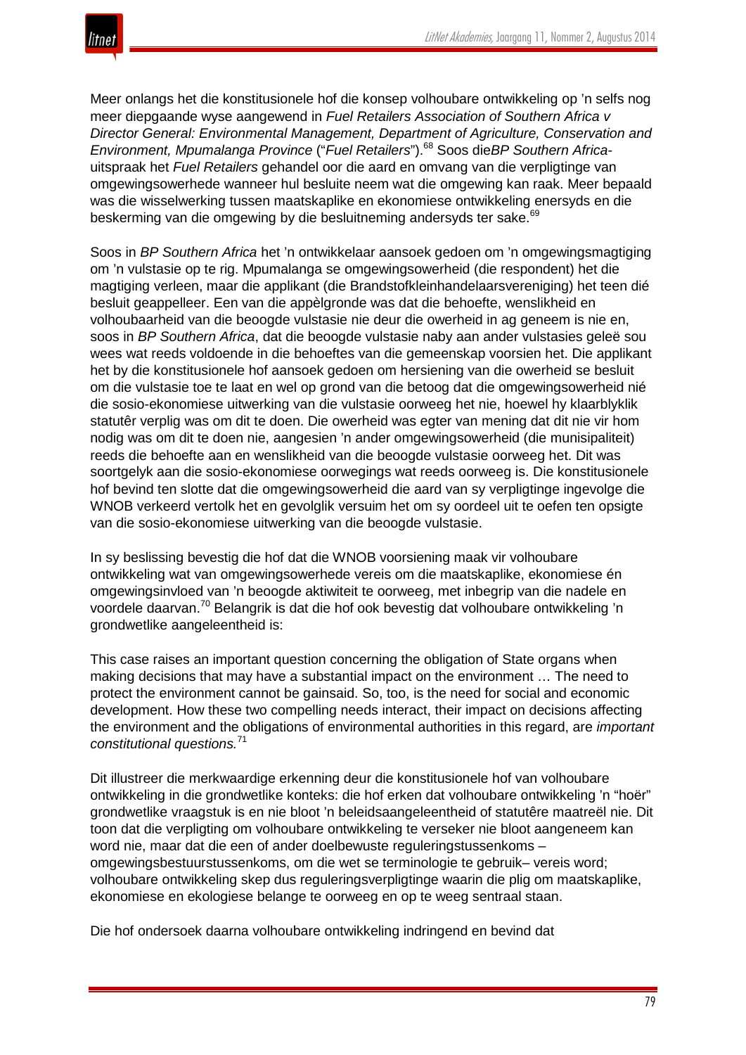Meer onlangs het die konstitusionele hof die konsep volhoubare ontwikkeling op 'n selfs nog meer diepgaande wyse aangewend in *Fuel Retailers Association of Southern Africa v Director General: Environmental Management, Department of Agriculture, Conservation and Environment, Mpumalanga Province* ("*Fuel Retailers*").[68] Soos die*BP Southern Africa*-uitspraak het *Fuel Retailers* gehandel oor die aard en omvang van die verpligtinge van omgewingsowerhede wanneer hul besluite neem wat die omgewing kan raak. Meer bepaald was die wisselwerking tussen maatskaplike en ekonomiese ontwikkeling enersyds en die beskerming van die omgewing by die besluitneming andersyds ter sake.[69]

Soos in *BP Southern Africa* het 'n ontwikkelaar aansoek gedoen om 'n omgewingsmagtiging om 'n vulstasie op te rig. Mpumalanga se omgewingsowerheid (die respondent) het die magtiging verleen, maar die applikant (die Brandstofkleinhandelaarsvereniging) het teen dié besluit geappelleer. Een van die appèlgronde was dat die behoefte, wenslikheid en volhoubaarheid van die beoogde vulstasie nie deur die owerheid in ag geneem is nie en, soos in *BP Southern Africa*, dat die beoogde vulstasie naby aan ander vulstasies geleë sou wees wat reeds voldoende in die behoeftes van die gemeenskap voorsien het. Die applikant het by die konstitusionele hof aansoek gedoen om hersiening van die owerheid se besluit om die vulstasie toe te laat en wel op grond van die betoog dat die omgewingsowerheid nié die sosio-ekonomiese uitwerking van die vulstasie oorweeg het nie, hoewel hy klaarblyklik statutêr verplig was om dit te doen. Die owerheid was egter van mening dat dit nie vir hom nodig was om dit te doen nie, aangesien 'n ander omgewingsowerheid (die munisipaliteit) reeds die behoefte aan en wenslikheid van die beoogde vulstasie oorweeg het. Dit was soortgelyk aan die sosio-ekonomiese oorwegings wat reeds oorweeg is. Die konstitusionele hof bevind ten slotte dat die omgewingsowerheid die aard van sy verpligtinge ingevolge die WNOB verkeerd vertolk het en gevolglik versuim het om sy oordeel uit te oefen ten opsigte van die sosio-ekonomiese uitwerking van die beoogde vulstasie.

In sy beslissing bevestig die hof dat die WNOB voorsiening maak vir volhoubare ontwikkeling wat van omgewingsowerhede vereis om die maatskaplike, ekonomiese én omgewingsinvloed van 'n beoogde aktiwiteit te oorweeg, met inbegrip van die nadele en voordele daarvan.[70] Belangrik is dat die hof ook bevestig dat volhoubare ontwikkeling 'n grondwetlike aangeleentheid is:

> This case raises an important question concerning the obligation of State organs when making decisions that may have a substantial impact on the environment … The need to protect the environment cannot be gainsaid. So, too, is the need for social and economic development. How these two compelling needs interact, their impact on decisions affecting the environment and the obligations of environmental authorities in this regard, are *important constitutional questions.*[71]

Dit illustreer die merkwaardige erkenning deur die konstitusionele hof van volhoubare ontwikkeling in die grondwetlike konteks: die hof erken dat volhoubare ontwikkeling 'n "hoër" grondwetlike vraagstuk is en nie bloot 'n beleidsaangeleentheid of statutêre maatreël nie. Dit toon dat die verpligting om volhoubare ontwikkeling te verseker nie bloot aangeneem kan word nie, maar dat die een of ander doelbewuste reguleringstussenkoms – omgewingsbestuurstussenkoms, om die wet se terminologie te gebruik– vereis word; volhoubare ontwikkeling skep dus reguleringsverpligtinge waarin die plig om maatskaplike, ekonomiese en ekologiese belange te oorweeg en op te weeg sentraal staan.

Die hof ondersoek daarna volhoubare ontwikkeling indringend en bevind dat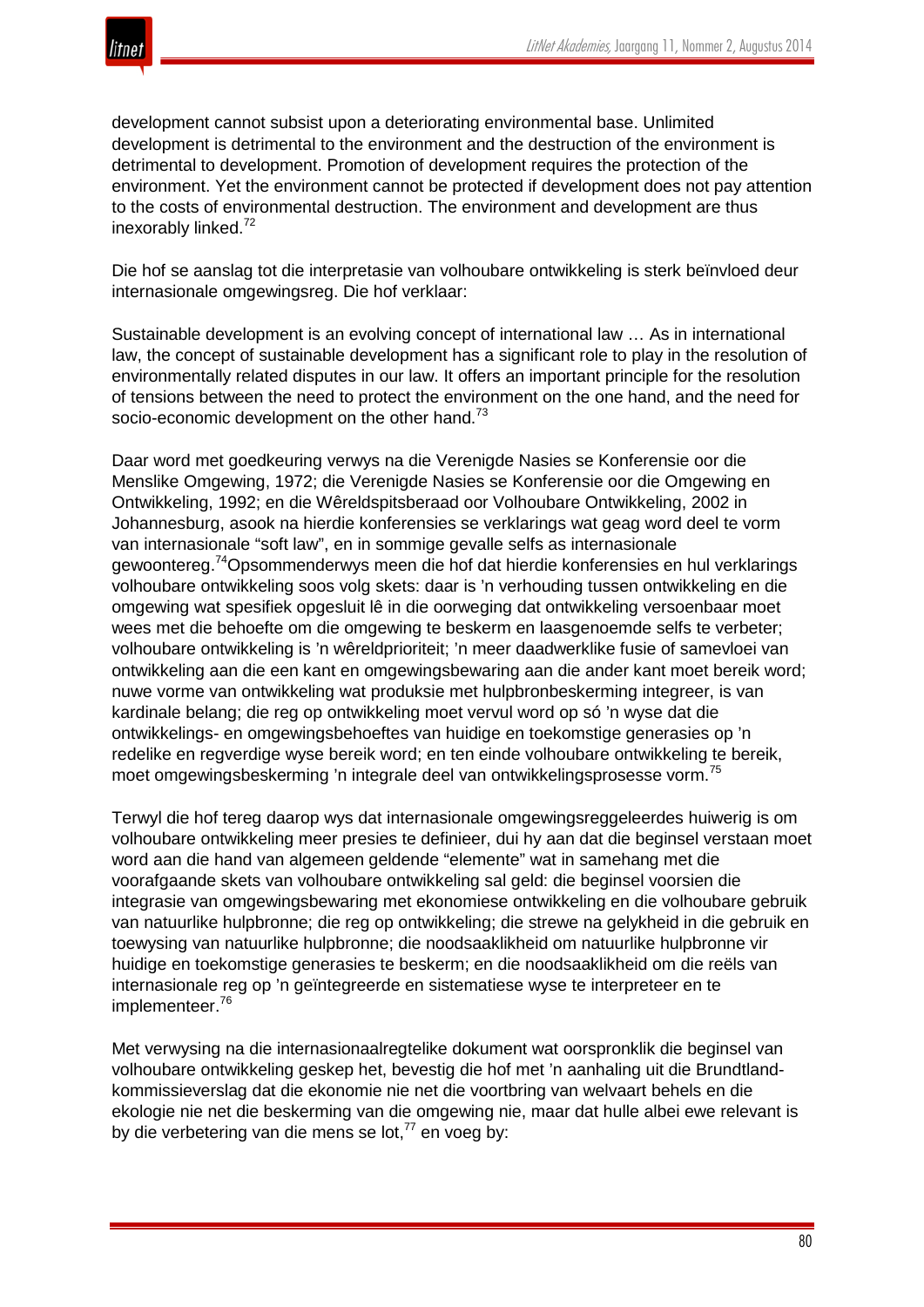development cannot subsist upon a deteriorating environmental base. Unlimited development is detrimental to the environment and the destruction of the environment is detrimental to development. Promotion of development requires the protection of the environment. Yet the environment cannot be protected if development does not pay attention to the costs of environmental destruction. The environment and development are thus inexorably linked.[72]

Die hof se aanslag tot die interpretasie van volhoubare ontwikkeling is sterk beïnvloed deur internasionale omgewingsreg. Die hof verklaar:

Sustainable development is an evolving concept of international law … As in international law, the concept of sustainable development has a significant role to play in the resolution of environmentally related disputes in our law. It offers an important principle for the resolution of tensions between the need to protect the environment on the one hand, and the need for socio-economic development on the other hand.[73]

Daar word met goedkeuring verwys na die Verenigde Nasies se Konferensie oor die Menslike Omgewing, 1972; die Verenigde Nasies se Konferensie oor die Omgewing en Ontwikkeling, 1992; en die Wêreldspitsberaad oor Volhoubare Ontwikkeling, 2002 in Johannesburg, asook na hierdie konferensies se verklarings wat geag word deel te vorm van internasionale "soft law", en in sommige gevalle selfs as internasionale gewoontereg.[74]Opsommenderwys meen die hof dat hierdie konferensies en hul verklarings volhoubare ontwikkeling soos volg skets: daar is 'n verhouding tussen ontwikkeling en die omgewing wat spesifiek opgesluit lê in die oorweging dat ontwikkeling versoenbaar moet wees met die behoefte om die omgewing te beskerm en laasgenoemde selfs te verbeter; volhoubare ontwikkeling is 'n wêreldprioriteit; 'n meer daadwerklike fusie of samevloei van ontwikkeling aan die een kant en omgewingsbewaring aan die ander kant moet bereik word; nuwe vorme van ontwikkeling wat produksie met hulpbronbeskerming integreer, is van kardinale belang; die reg op ontwikkeling moet vervul word op só 'n wyse dat die ontwikkelings- en omgewingsbehoeftes van huidige en toekomstige generasies op 'n redelike en regverdige wyse bereik word; en ten einde volhoubare ontwikkeling te bereik, moet omgewingsbeskerming 'n integrale deel van ontwikkelingsprosesse vorm.[75]

Terwyl die hof tereg daarop wys dat internasionale omgewingsreggeleerdes huiwerig is om volhoubare ontwikkeling meer presies te definieer, dui hy aan dat die beginsel verstaan moet word aan die hand van algemeen geldende "elemente" wat in samehang met die voorafgaande skets van volhoubare ontwikkeling sal geld: die beginsel voorsien die integrasie van omgewingsbewaring met ekonomiese ontwikkeling en die volhoubare gebruik van natuurlike hulpbronne; die reg op ontwikkeling; die strewe na gelykheid in die gebruik en toewysing van natuurlike hulpbronne; die noodsaaklikheid om natuurlike hulpbronne vir huidige en toekomstige generasies te beskerm; en die noodsaaklikheid om die reëls van internasionale reg op 'n geïntegreerde en sistematiese wyse te interpreteer en te implementeer.[76]

Met verwysing na die internasionaalregtelike dokument wat oorspronklik die beginsel van volhoubare ontwikkeling geskep het, bevestig die hof met 'n aanhaling uit die Brundtland-kommissieverslag dat die ekonomie nie net die voortbring van welvaart behels en die ekologie nie net die beskerming van die omgewing nie, maar dat hulle albei ewe relevant is by die verbetering van die mens se lot,[77] en voeg by: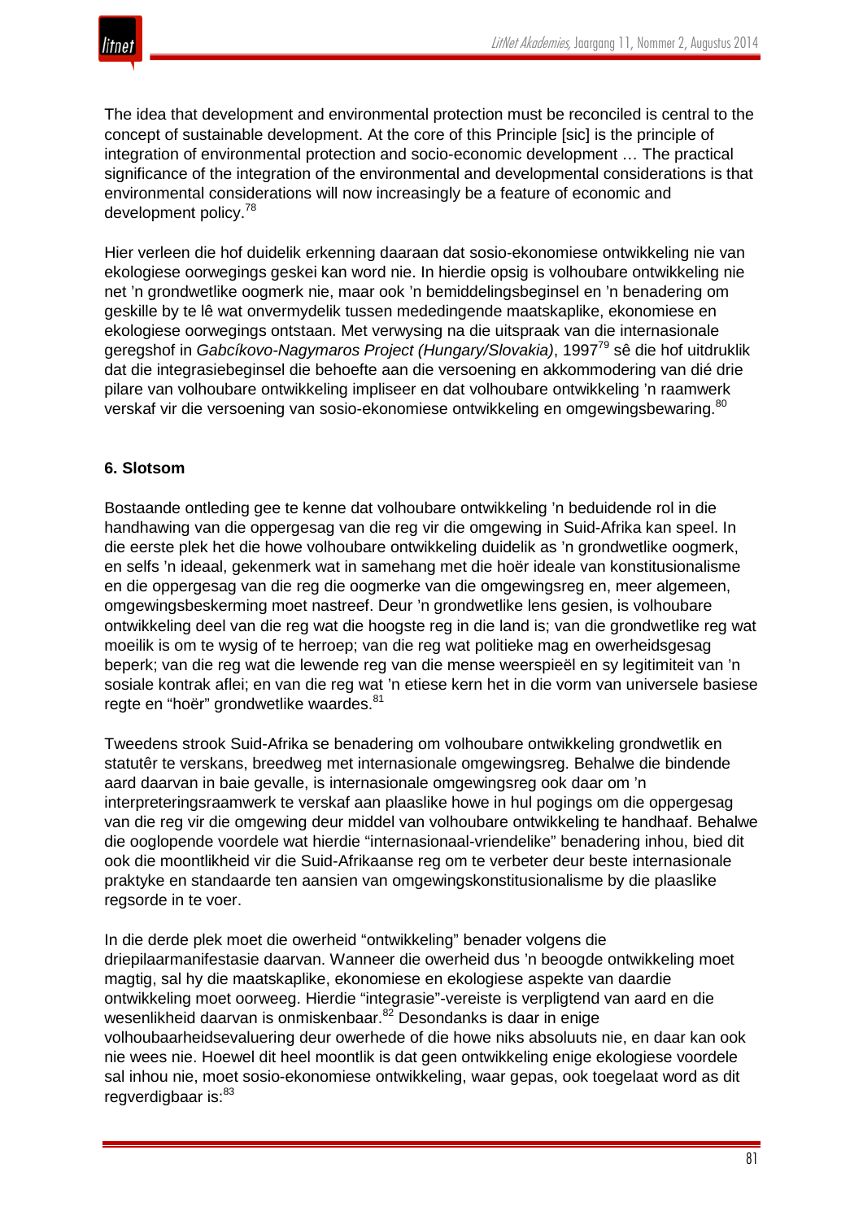The idea that development and environmental protection must be reconciled is central to the concept of sustainable development. At the core of this Principle [sic] is the principle of integration of environmental protection and socio-economic development … The practical significance of the integration of the environmental and developmental considerations is that environmental considerations will now increasingly be a feature of economic and development policy.[78]

Hier verleen die hof duidelik erkenning daaraan dat sosio-ekonomiese ontwikkeling nie van ekologiese oorwegings geskei kan word nie. In hierdie opsig is volhoubare ontwikkeling nie net 'n grondwetlike oogmerk nie, maar ook 'n bemiddelingsbeginsel en 'n benadering om geskille by te lê wat onvermydelik tussen mededingende maatskaplike, ekonomiese en ekologiese oorwegings ontstaan. Met verwysing na die uitspraak van die internasionale geregshof in *Gabcíkovo-Nagymaros Project (Hungary/Slovakia)*, 1997[79] sê die hof uitdruklik dat die integrasiebeginsel die behoefte aan die versoening en akkommodering van dié drie pilare van volhoubare ontwikkeling impliseer en dat volhoubare ontwikkeling 'n raamwerk verskaf vir die versoening van sosio-ekonomiese ontwikkeling en omgewingsbewaring.[80]

## 6. Slotsom

Bostaande ontleding gee te kenne dat volhoubare ontwikkeling 'n beduidende rol in die handhawing van die oppergesag van die reg vir die omgewing in Suid-Afrika kan speel. In die eerste plek het die howe volhoubare ontwikkeling duidelik as 'n grondwetlike oogmerk, en selfs 'n ideaal, gekenmerk wat in samehang met die hoër ideale van konstitusionalisme en die oppergesag van die reg die oogmerke van die omgewingsreg en, meer algemeen, omgewingsbeskerming moet nastreef. Deur 'n grondwetlike lens gesien, is volhoubare ontwikkeling deel van die reg wat die hoogste reg in die land is; van die grondwetlike reg wat moeilik is om te wysig of te herroep; van die reg wat politieke mag en owerheidsgesag beperk; van die reg wat die lewende reg van die mense weerspieël en sy legitimiteit van 'n sosiale kontrak aflei; en van die reg wat 'n etiese kern het in die vorm van universele basiese regte en "hoër" grondwetlike waardes.[81]

Tweedens strook Suid-Afrika se benadering om volhoubare ontwikkeling grondwetlik en statutêr te verskans, breedweg met internasionale omgewingsreg. Behalwe die bindende aard daarvan in baie gevalle, is internasionale omgewingsreg ook daar om 'n interpreteringsraamwerk te verskaf aan plaaslike howe in hul pogings om die oppergesag van die reg vir die omgewing deur middel van volhoubare ontwikkeling te handhaaf. Behalwe die ooglopende voordele wat hierdie "internasionaal-vriendelike" benadering inhou, bied dit ook die moontlikheid vir die Suid-Afrikaanse reg om te verbeter deur beste internasionale praktyke en standaarde ten aansien van omgewingskonstitusionalisme by die plaaslike regsorde in te voer.

In die derde plek moet die owerheid "ontwikkeling" benader volgens die driepilaarmanifestasie daarvan. Wanneer die owerheid dus 'n beoogde ontwikkeling moet magtig, sal hy die maatskaplike, ekonomiese en ekologiese aspekte van daardie ontwikkeling moet oorweeg. Hierdie "integrasie"-vereiste is verpligtend van aard en die wesenlikheid daarvan is onmiskenbaar.[82] Desondanks is daar in enige volhoubaarheidsevaluering deur owerhede of die howe niks absoluuts nie, en daar kan ook nie wees nie. Hoewel dit heel moontlik is dat geen ontwikkeling enige ekologiese voordele sal inhou nie, moet sosio-ekonomiese ontwikkeling, waar gepas, ook toegelaat word as dit regverdigbaar is:[83]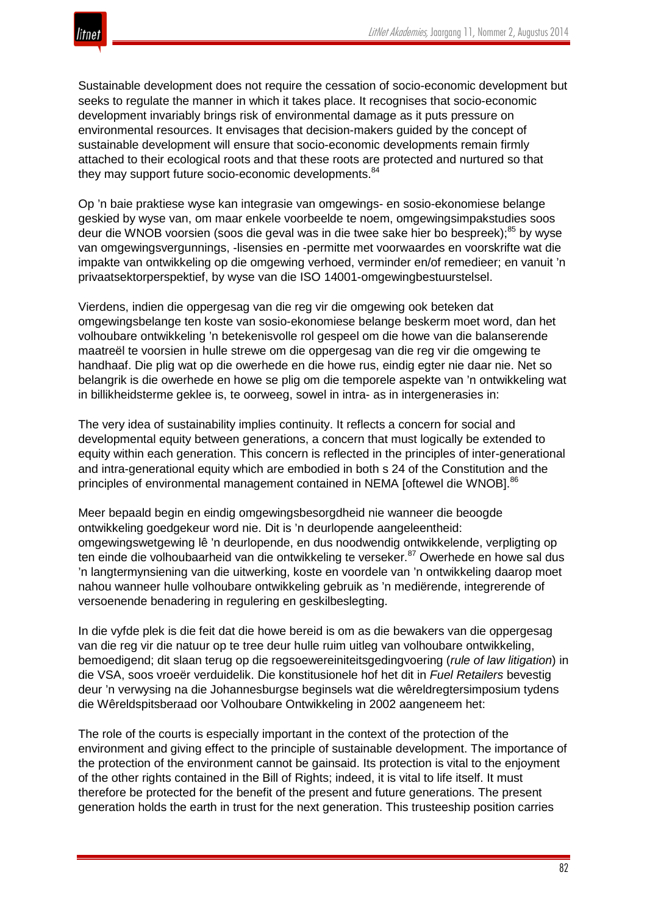Sustainable development does not require the cessation of socio-economic development but seeks to regulate the manner in which it takes place. It recognises that socio-economic development invariably brings risk of environmental damage as it puts pressure on environmental resources. It envisages that decision-makers guided by the concept of sustainable development will ensure that socio-economic developments remain firmly attached to their ecological roots and that these roots are protected and nurtured so that they may support future socio-economic developments.[84]

Op 'n baie praktiese wyse kan integrasie van omgewings- en sosio-ekonomiese belange geskied by wyse van, om maar enkele voorbeelde te noem, omgewingsimpakstudies soos deur die WNOB voorsien (soos die geval was in die twee sake hier bo bespreek);[85] by wyse van omgewingsvergunnings, -lisensies en -permitte met voorwaardes en voorskrifte wat die impakte van ontwikkeling op die omgewing verhoed, verminder en/of remedieer; en vanuit 'n privaatsektorperspektief, by wyse van die ISO 14001-omgewingbestuurstelsel.

Vierdens, indien die oppergesag van die reg vir die omgewing ook beteken dat omgewingsbelange ten koste van sosio-ekonomiese belange beskerm moet word, dan het volhoubare ontwikkeling 'n betekenisvolle rol gespeel om die howe van die balanserende maatreël te voorsien in hulle strewe om die oppergesag van die reg vir die omgewing te handhaaf. Die plig wat op die owerhede en die howe rus, eindig egter nie daar nie. Net so belangrik is die owerhede en howe se plig om die temporele aspekte van 'n ontwikkeling wat in billikheidsterme geklee is, te oorweeg, sowel in intra- as in intergenerasies in:

The very idea of sustainability implies continuity. It reflects a concern for social and developmental equity between generations, a concern that must logically be extended to equity within each generation. This concern is reflected in the principles of inter-generational and intra-generational equity which are embodied in both s 24 of the Constitution and the principles of environmental management contained in NEMA [oftewel die WNOB].[86]

Meer bepaald begin en eindig omgewingsbesorgdheid nie wanneer die beoogde ontwikkeling goedgekeur word nie. Dit is 'n deurlopende aangeleentheid: omgewingswetgewing lê 'n deurlopende, en dus noodwendig ontwikkelende, verpligting op ten einde die volhoubaarheid van die ontwikkeling te verseker.[87] Owerhede en howe sal dus 'n langtermynsiening van die uitwerking, koste en voordele van 'n ontwikkeling daarop moet nahou wanneer hulle volhoubare ontwikkeling gebruik as 'n mediërende, integrerende of versoenende benadering in regulering en geskilbeslegting.

In die vyfde plek is die feit dat die howe bereid is om as die bewakers van die oppergesag van die reg vir die natuur op te tree deur hulle ruim uitleg van volhoubare ontwikkeling, bemoedigend; dit slaan terug op die regsoewereiniteitsgedingvoering (*rule of law litigation*) in die VSA, soos vroeër verduidelik. Die konstitusionele hof het dit in *Fuel Retailers* bevestig deur 'n verwysing na die Johannesburgse beginsels wat die wêreldregtersimposium tydens die Wêreldspitsberaad oor Volhoubare Ontwikkeling in 2002 aangeneem het:

The role of the courts is especially important in the context of the protection of the environment and giving effect to the principle of sustainable development. The importance of the protection of the environment cannot be gainsaid. Its protection is vital to the enjoyment of the other rights contained in the Bill of Rights; indeed, it is vital to life itself. It must therefore be protected for the benefit of the present and future generations. The present generation holds the earth in trust for the next generation. This trusteeship position carries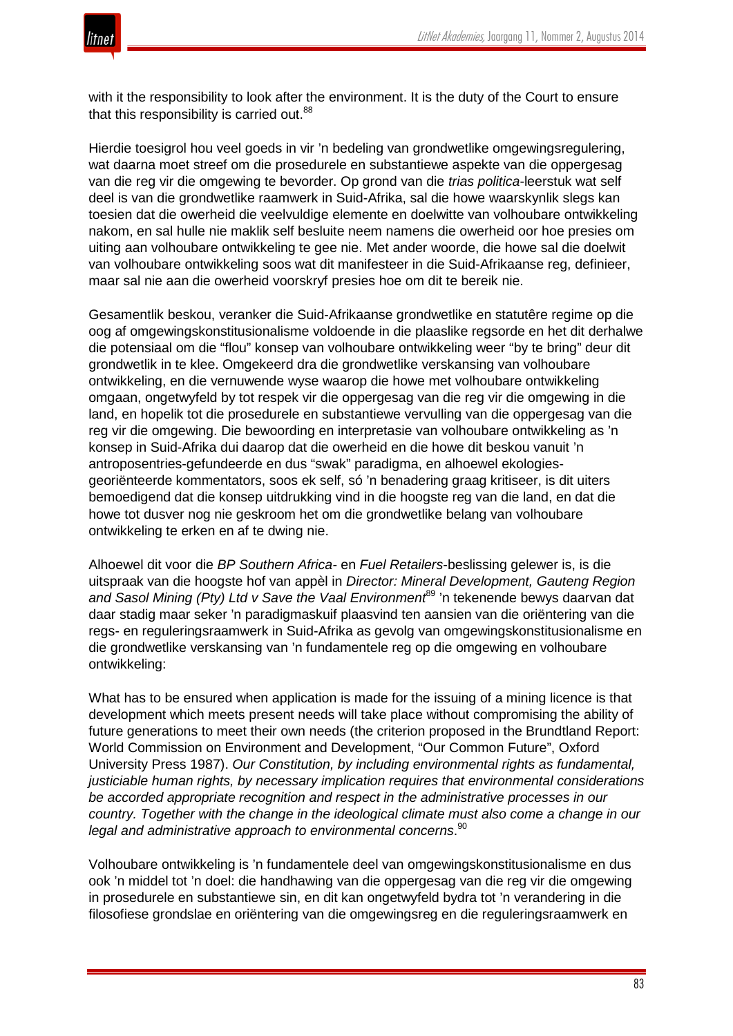with it the responsibility to look after the environment. It is the duty of the Court to ensure that this responsibility is carried out.[88]

Hierdie toesigrol hou veel goeds in vir 'n bedeling van grondwetlike omgewingsregulering, wat daarna moet streef om die prosedurele en substantiewe aspekte van die oppergesag van die reg vir die omgewing te bevorder. Op grond van die *trias politica*-leerstuk wat self deel is van die grondwetlike raamwerk in Suid-Afrika, sal die howe waarskynlik slegs kan toesien dat die owerheid die veelvuldige elemente en doelwitte van volhoubare ontwikkeling nakom, en sal hulle nie maklik self besluite neem namens die owerheid oor hoe presies om uiting aan volhoubare ontwikkeling te gee nie. Met ander woorde, die howe sal die doelwit van volhoubare ontwikkeling soos wat dit manifesteer in die Suid-Afrikaanse reg, definieer, maar sal nie aan die owerheid voorskryf presies hoe om dit te bereik nie.

Gesamentlik beskou, veranker die Suid-Afrikaanse grondwetlike en statutêre regime op die oog af omgewingskonstitusionalisme voldoende in die plaaslike regsorde en het dit derhalwe die potensiaal om die "flou" konsep van volhoubare ontwikkeling weer "by te bring" deur dit grondwetlik in te klee. Omgekeerd dra die grondwetlike verskansing van volhoubare ontwikkeling, en die vernuwende wyse waarop die howe met volhoubare ontwikkeling omgaan, ongetwyfeld by tot respek vir die oppergesag van die reg vir die omgewing in die land, en hopelik tot die prosedurele en substantiewe vervulling van die oppergesag van die reg vir die omgewing. Die bewoording en interpretasie van volhoubare ontwikkeling as 'n konsep in Suid-Afrika dui daarop dat die owerheid en die howe dit beskou vanuit 'n antroposentries-gefundeerde en dus "swak" paradigma, en alhoewel ekologies-georiënteerde kommentators, soos ek self, só 'n benadering graag kritiseer, is dit uiters bemoedigend dat die konsep uitdrukking vind in die hoogste reg van die land, en dat die howe tot dusver nog nie geskroom het om die grondwetlike belang van volhoubare ontwikkeling te erken en af te dwing nie.

Alhoewel dit voor die *BP Southern Africa*- en *Fuel Retailers*-beslissing gelewer is, is die uitspraak van die hoogste hof van appèl in *Director: Mineral Development, Gauteng Region and Sasol Mining (Pty) Ltd v Save the Vaal Environment*[89] 'n tekenende bewys daarvan dat daar stadig maar seker 'n paradigmaskuif plaasvind ten aansien van die oriëntering van die regs- en reguleringsraamwerk in Suid-Afrika as gevolg van omgewingskonstitusionalisme en die grondwetlike verskansing van 'n fundamentele reg op die omgewing en volhoubare ontwikkeling:

What has to be ensured when application is made for the issuing of a mining licence is that development which meets present needs will take place without compromising the ability of future generations to meet their own needs (the criterion proposed in the Brundtland Report: World Commission on Environment and Development, "Our Common Future", Oxford University Press 1987). *Our Constitution, by including environmental rights as fundamental, justiciable human rights, by necessary implication requires that environmental considerations be accorded appropriate recognition and respect in the administrative processes in our country. Together with the change in the ideological climate must also come a change in our legal and administrative approach to environmental concerns*.[90]

Volhoubare ontwikkeling is 'n fundamentele deel van omgewingskonstitusionalisme en dus ook 'n middel tot 'n doel: die handhawing van die oppergesag van die reg vir die omgewing in prosedurele en substantiewe sin, en dit kan ongetwyfeld bydra tot 'n verandering in die filosofiese grondslae en oriëntering van die omgewingsreg en die reguleringsraamwerk en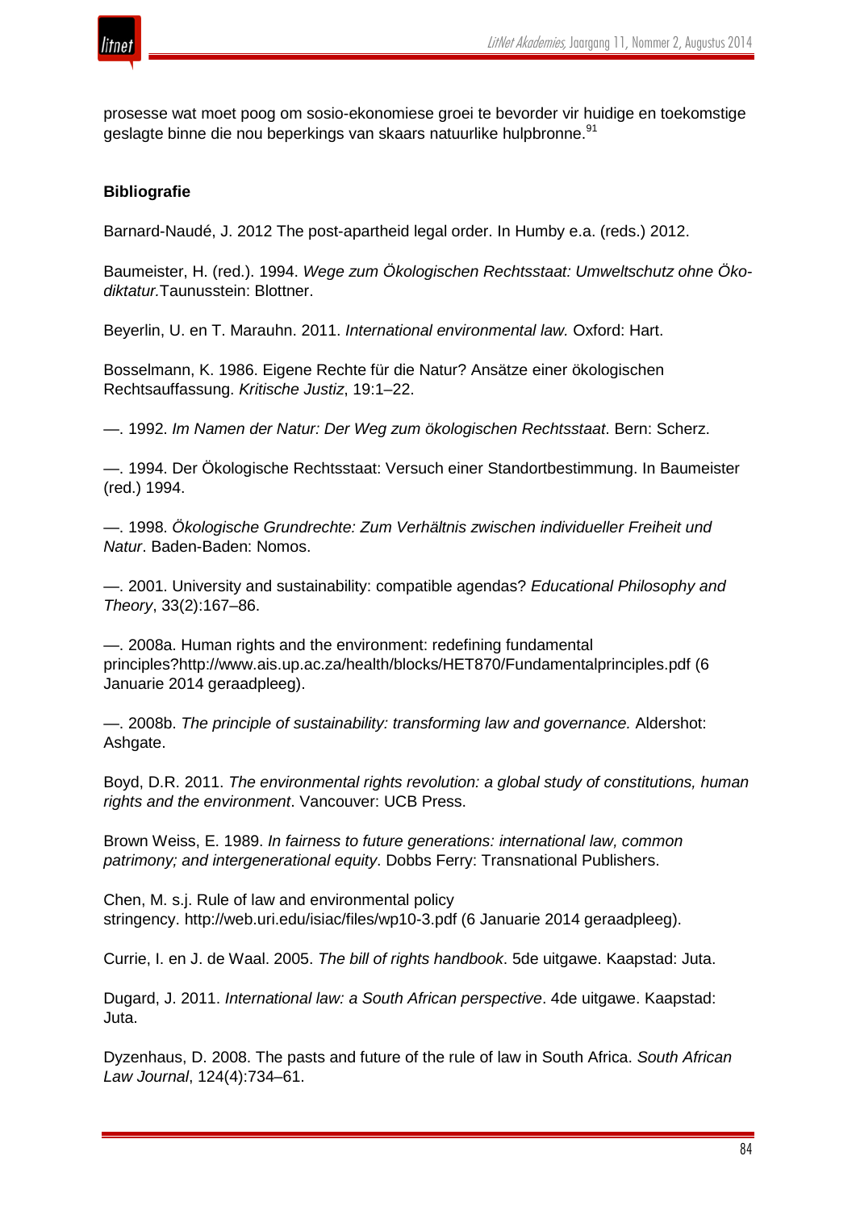prosesse wat moet poog om sosio-ekonomiese groei te bevorder vir huidige en toekomstige geslagte binne die nou beperkings van skaars natuurlike hulpbronne.[91]

**Bibliografie**

Barnard-Naudé, J. 2012 The post-apartheid legal order. In Humby e.a. (reds.) 2012.

Baumeister, H. (red.). 1994. *Wege zum Ökologischen Rechtsstaat: Umweltschutz ohne Öko-diktatur.*Taunusstein: Blottner.

Beyerlin, U. en T. Marauhn. 2011. *International environmental law.* Oxford: Hart.

Bosselmann, K. 1986. Eigene Rechte für die Natur? Ansätze einer ökologischen Rechtsauffassung. *Kritische Justiz*, 19:1–22.

—. 1992. *Im Namen der Natur: Der Weg zum ökologischen Rechtsstaat*. Bern: Scherz.

—. 1994. Der Ökologische Rechtsstaat: Versuch einer Standortbestimmung. In Baumeister (red.) 1994.

—. 1998. *Ökologische Grundrechte: Zum Verhältnis zwischen individueller Freiheit und Natur*. Baden-Baden: Nomos.

—. 2001. University and sustainability: compatible agendas? *Educational Philosophy and Theory*, 33(2):167–86.

—. 2008a. Human rights and the environment: redefining fundamental principles?http://www.ais.up.ac.za/health/blocks/HET870/Fundamentalprinciples.pdf (6 Januarie 2014 geraadpleeg).

—. 2008b. *The principle of sustainability: transforming law and governance.* Aldershot: Ashgate.

Boyd, D.R. 2011. *The environmental rights revolution: a global study of constitutions, human rights and the environment*. Vancouver: UCB Press.

Brown Weiss, E. 1989. *In fairness to future generations: international law, common patrimony; and intergenerational equity*. Dobbs Ferry: Transnational Publishers.

Chen, M. s.j. Rule of law and environmental policy stringency. http://web.uri.edu/isiac/files/wp10-3.pdf (6 Januarie 2014 geraadpleeg).

Currie, I. en J. de Waal. 2005. *The bill of rights handbook*. 5de uitgawe. Kaapstad: Juta.

Dugard, J. 2011. *International law: a South African perspective*. 4de uitgawe. Kaapstad: Juta.

Dyzenhaus, D. 2008. The pasts and future of the rule of law in South Africa. *South African Law Journal*, 124(4):734–61.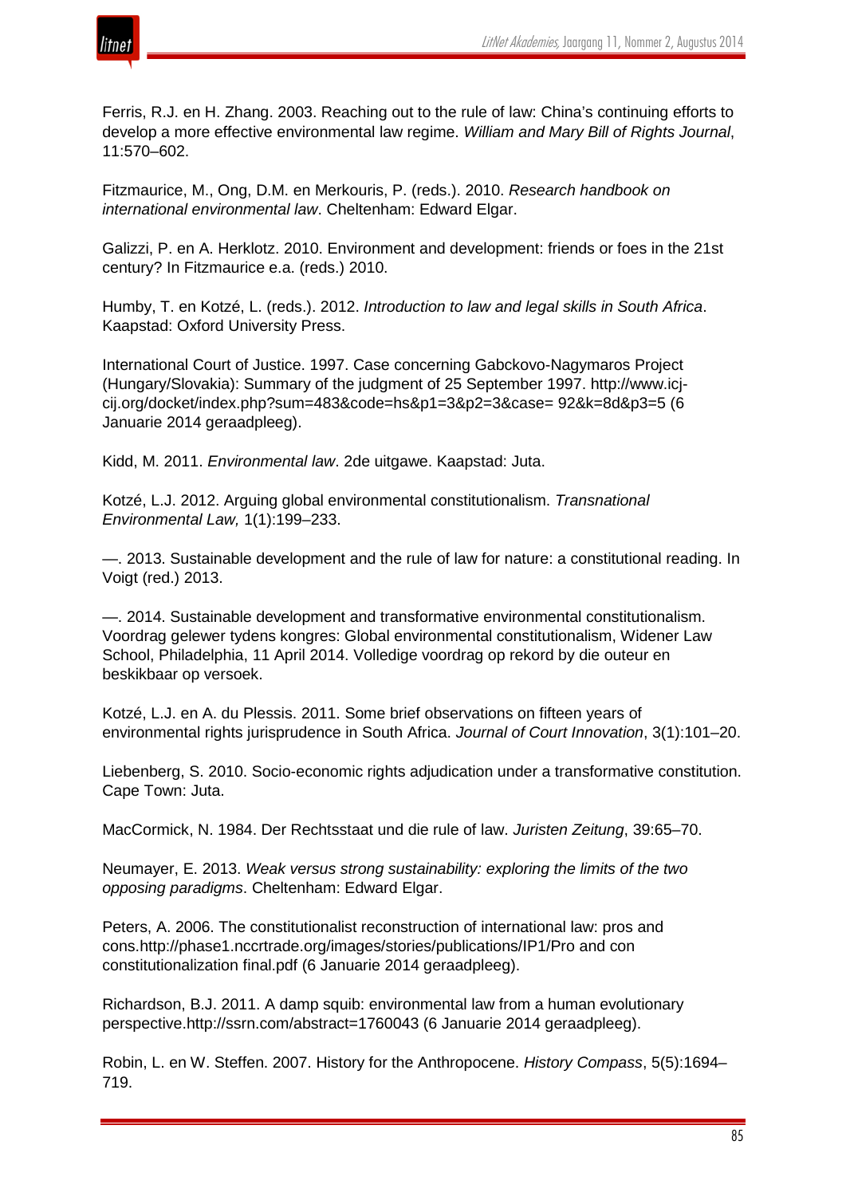Ferris, R.J. en H. Zhang. 2003. Reaching out to the rule of law: China's continuing efforts to develop a more effective environmental law regime. *William and Mary Bill of Rights Journal*, 11:570–602.

Fitzmaurice, M., Ong, D.M. en Merkouris, P. (reds.). 2010. *Research handbook on international environmental law*. Cheltenham: Edward Elgar.

Galizzi, P. en A. Herklotz. 2010. Environment and development: friends or foes in the 21st century? In Fitzmaurice e.a. (reds.) 2010.

Humby, T. en Kotzé, L. (reds.). 2012. *Introduction to law and legal skills in South Africa*. Kaapstad: Oxford University Press.

International Court of Justice. 1997. Case concerning Gabckovo-Nagymaros Project (Hungary/Slovakia): Summary of the judgment of 25 September 1997. http://www.icj-cij.org/docket/index.php?sum=483&code=hs&p1=3&p2=3&case= 92&k=8d&p3=5 (6 Januarie 2014 geraadpleeg).

Kidd, M. 2011. *Environmental law*. 2de uitgawe. Kaapstad: Juta.

Kotzé, L.J. 2012. Arguing global environmental constitutionalism. *Transnational Environmental Law,* 1(1):199–233.

—. 2013. Sustainable development and the rule of law for nature: a constitutional reading. In Voigt (red.) 2013.

—. 2014. Sustainable development and transformative environmental constitutionalism. Voordrag gelewer tydens kongres: Global environmental constitutionalism, Widener Law School, Philadelphia, 11 April 2014. Volledige voordrag op rekord by die outeur en beskikbaar op versoek.

Kotzé, L.J. en A. du Plessis. 2011. Some brief observations on fifteen years of environmental rights jurisprudence in South Africa. *Journal of Court Innovation*, 3(1):101–20.

Liebenberg, S. 2010. Socio-economic rights adjudication under a transformative constitution. Cape Town: Juta.

MacCormick, N. 1984. Der Rechtsstaat und die rule of law. *Juristen Zeitung*, 39:65–70.

Neumayer, E. 2013. *Weak versus strong sustainability: exploring the limits of the two opposing paradigms*. Cheltenham: Edward Elgar.

Peters, A. 2006. The constitutionalist reconstruction of international law: pros and cons.http://phase1.nccrtrade.org/images/stories/publications/IP1/Pro and con constitutionalization final.pdf (6 Januarie 2014 geraadpleeg).

Richardson, B.J. 2011. A damp squib: environmental law from a human evolutionary perspective.http://ssrn.com/abstract=1760043 (6 Januarie 2014 geraadpleeg).

Robin, L. en W. Steffen. 2007. History for the Anthropocene. *History Compass*, 5(5):1694–719.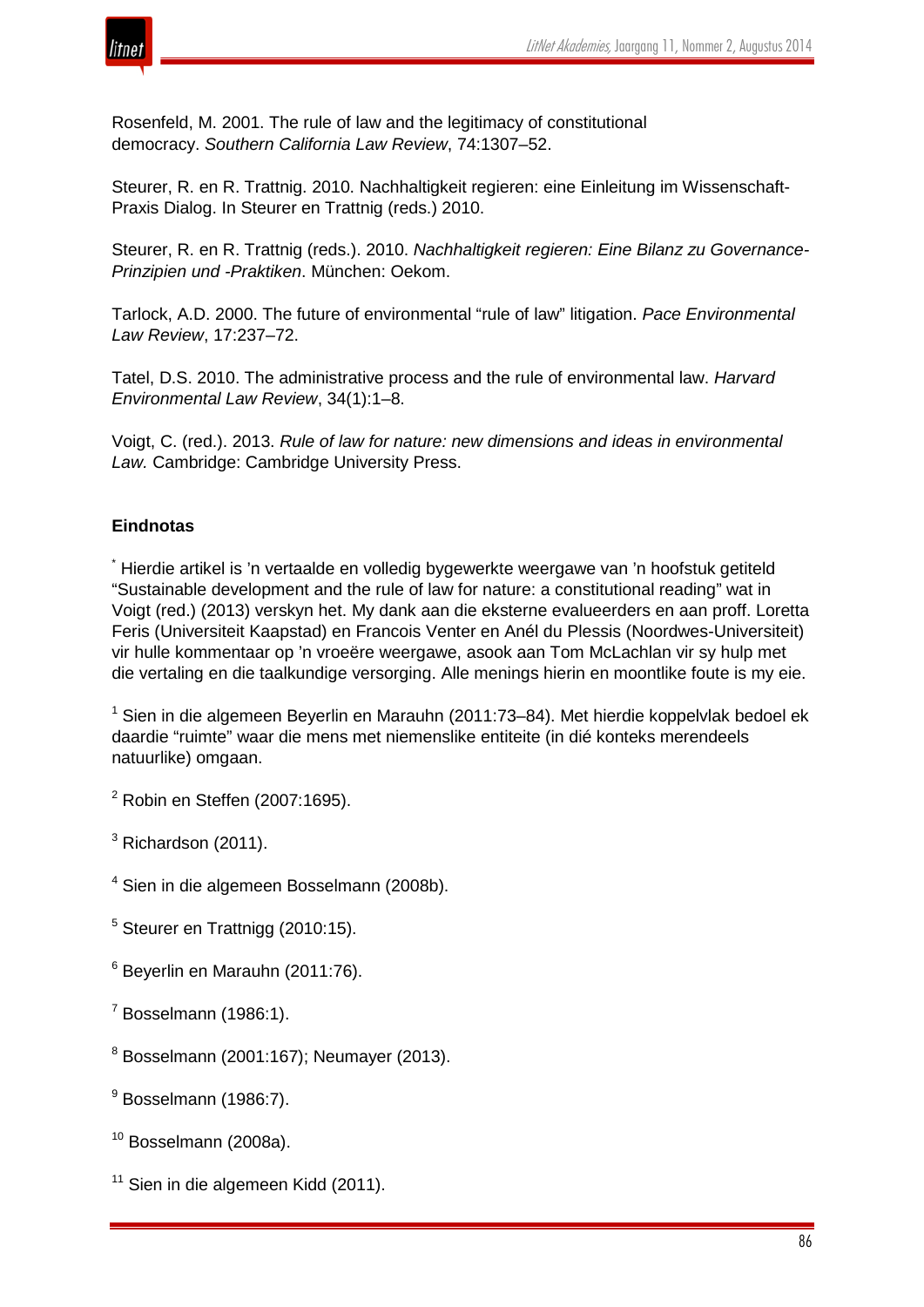Rosenfeld, M. 2001. The rule of law and the legitimacy of constitutional democracy. *Southern California Law Review*, 74:1307–52.

Steurer, R. en R. Trattnig. 2010. Nachhaltigkeit regieren: eine Einleitung im Wissenschaft-Praxis Dialog. In Steurer en Trattnig (reds.) 2010.

Steurer, R. en R. Trattnig (reds.). 2010. *Nachhaltigkeit regieren: Eine Bilanz zu Governance-Prinzipien und -Praktiken*. München: Oekom.

Tarlock, A.D. 2000. The future of environmental "rule of law" litigation. *Pace Environmental Law Review*, 17:237–72.

Tatel, D.S. 2010. The administrative process and the rule of environmental law. *Harvard Environmental Law Review*, 34(1):1–8.

Voigt, C. (red.). 2013. *Rule of law for nature: new dimensions and ideas in environmental Law.* Cambridge: Cambridge University Press.

**Eindnotas**

[*] Hierdie artikel is 'n vertaalde en volledig bygewerkte weergawe van 'n hoofstuk getiteld "Sustainable development and the rule of law for nature: a constitutional reading" wat in Voigt (red.) (2013) verskyn het. My dank aan die eksterne evalueerders en aan proff. Loretta Feris (Universiteit Kaapstad) en Francois Venter en Anél du Plessis (Noordwes-Universiteit) vir hulle kommentaar op 'n vroeëre weergawe, asook aan Tom McLachlan vir sy hulp met die vertaling en die taalkundige versorging. Alle menings hierin en moontlike foute is my eie.

[1] Sien in die algemeen Beyerlin en Marauhn (2011:73–84). Met hierdie koppelvlak bedoel ek daardie "ruimte" waar die mens met niemenslike entiteite (in dié konteks merendeels natuurlike) omgaan.

[2] Robin en Steffen (2007:1695).

[3] Richardson (2011).

[4] Sien in die algemeen Bosselmann (2008b).

[5] Steurer en Trattnigg (2010:15).

[6] Beyerlin en Marauhn (2011:76).

[7] Bosselmann (1986:1).

[8] Bosselmann (2001:167); Neumayer (2013).

[9] Bosselmann (1986:7).

[10] Bosselmann (2008a).

[11] Sien in die algemeen Kidd (2011).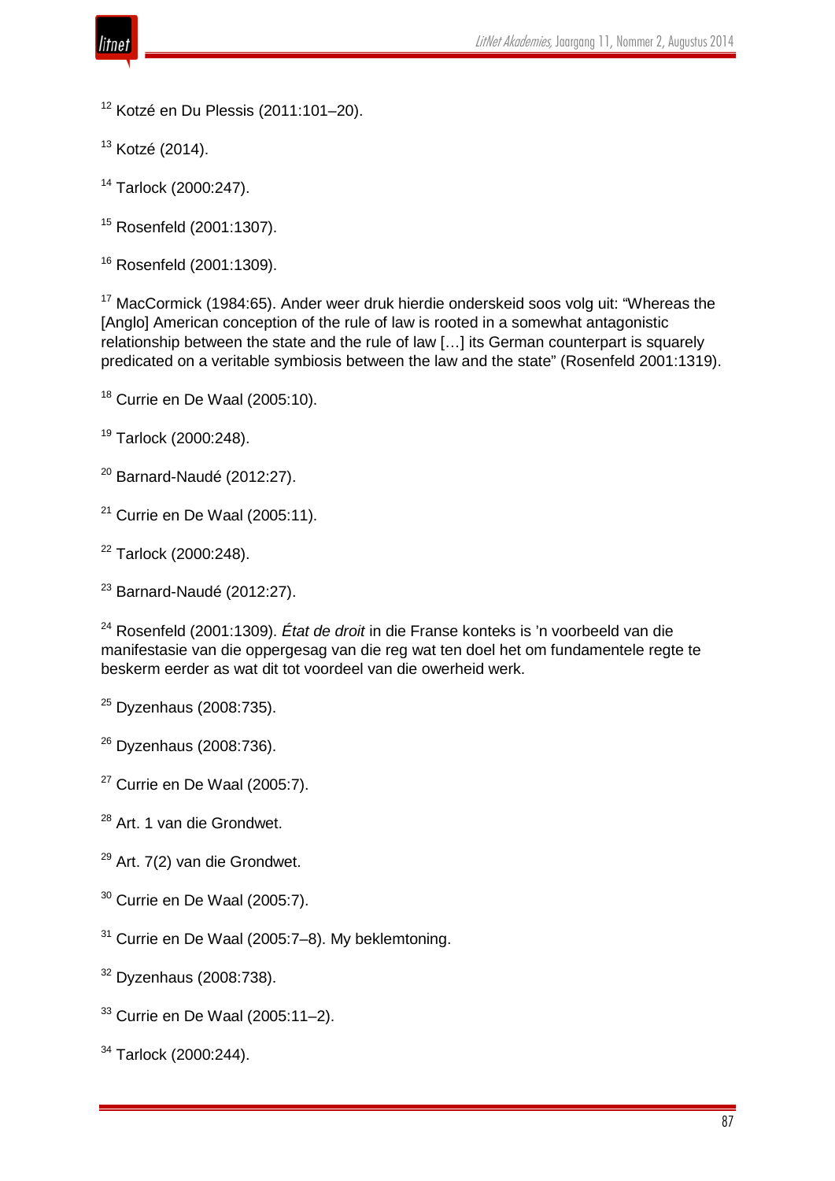[12] Kotzé en Du Plessis (2011:101–20).

[13] Kotzé (2014).

[14] Tarlock (2000:247).

[15] Rosenfeld (2001:1307).

[16] Rosenfeld (2001:1309).

[17] MacCormick (1984:65). Ander weer druk hierdie onderskeid soos volg uit: "Whereas the [Anglo] American conception of the rule of law is rooted in a somewhat antagonistic relationship between the state and the rule of law […] its German counterpart is squarely predicated on a veritable symbiosis between the law and the state" (Rosenfeld 2001:1319).

[18] Currie en De Waal (2005:10).

[19] Tarlock (2000:248).

[20] Barnard-Naudé (2012:27).

[21] Currie en De Waal (2005:11).

[22] Tarlock (2000:248).

[23] Barnard-Naudé (2012:27).

[24] Rosenfeld (2001:1309). *État de droit* in die Franse konteks is 'n voorbeeld van die manifestasie van die oppergesag van die reg wat ten doel het om fundamentele regte te beskerm eerder as wat dit tot voordeel van die owerheid werk.

[25] Dyzenhaus (2008:735).

[26] Dyzenhaus (2008:736).

[27] Currie en De Waal (2005:7).

[28] Art. 1 van die Grondwet.

[29] Art. 7(2) van die Grondwet.

[30] Currie en De Waal (2005:7).

[31] Currie en De Waal (2005:7–8). My beklemtoning.

[32] Dyzenhaus (2008:738).

[33] Currie en De Waal (2005:11–2).

[34] Tarlock (2000:244).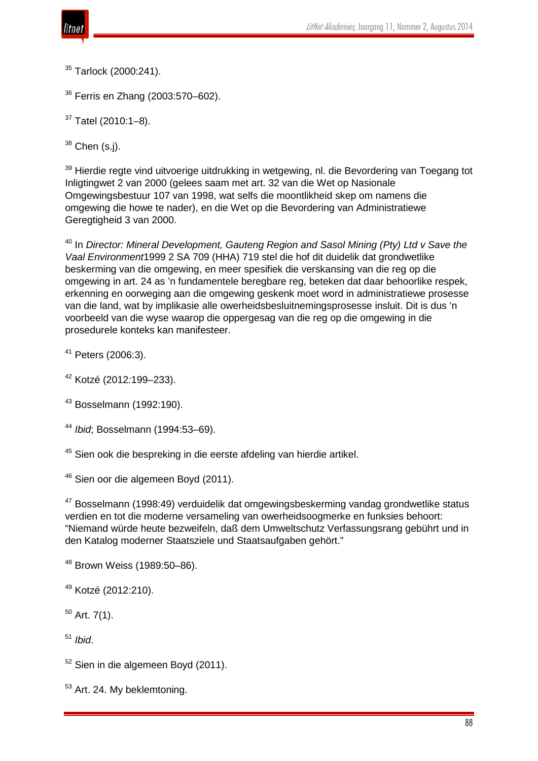[35] Tarlock (2000:241).

[36] Ferris en Zhang (2003:570–602).

[37] Tatel (2010:1–8).

[38] Chen (s.j).

[39] Hierdie regte vind uitvoerige uitdrukking in wetgewing, nl. die Bevordering van Toegang tot Inligtingwet 2 van 2000 (gelees saam met art. 32 van die Wet op Nasionale Omgewingsbestuur 107 van 1998, wat selfs die moontlikheid skep om namens die omgewing die howe te nader), en die Wet op die Bevordering van Administratiewe Geregtigheid 3 van 2000.

[40] In *Director: Mineral Development, Gauteng Region and Sasol Mining (Pty) Ltd v Save the Vaal Environment*1999 2 SA 709 (HHA) 719 stel die hof dit duidelik dat grondwetlike beskerming van die omgewing, en meer spesifiek die verskansing van die reg op die omgewing in art. 24 as 'n fundamentele beregbare reg, beteken dat daar behoorlike respek, erkenning en oorweging aan die omgewing geskenk moet word in administratiewe prosesse van die land, wat by implikasie alle owerheidsbesluitnemingsprosesse insluit. Dit is dus 'n voorbeeld van die wyse waarop die oppergesag van die reg op die omgewing in die prosedurele konteks kan manifesteer.

[41] Peters (2006:3).

[42] Kotzé (2012:199–233).

[43] Bosselmann (1992:190).

[44] *Ibid*; Bosselmann (1994:53–69).

[45] Sien ook die bespreking in die eerste afdeling van hierdie artikel.

[46] Sien oor die algemeen Boyd (2011).

[47] Bosselmann (1998:49) verduidelik dat omgewingsbeskerming vandag grondwetlike status verdien en tot die moderne versameling van owerheidsoogmerke en funksies behoort: "Niemand würde heute bezweifeln, daß dem Umweltschutz Verfassungsrang gebührt und in den Katalog moderner Staatsziele und Staatsaufgaben gehört."

[48] Brown Weiss (1989:50–86).

[49] Kotzé (2012:210).

[50] Art. 7(1).

[51] *Ibid*.

[52] Sien in die algemeen Boyd (2011).

[53] Art. 24. My beklemtoning.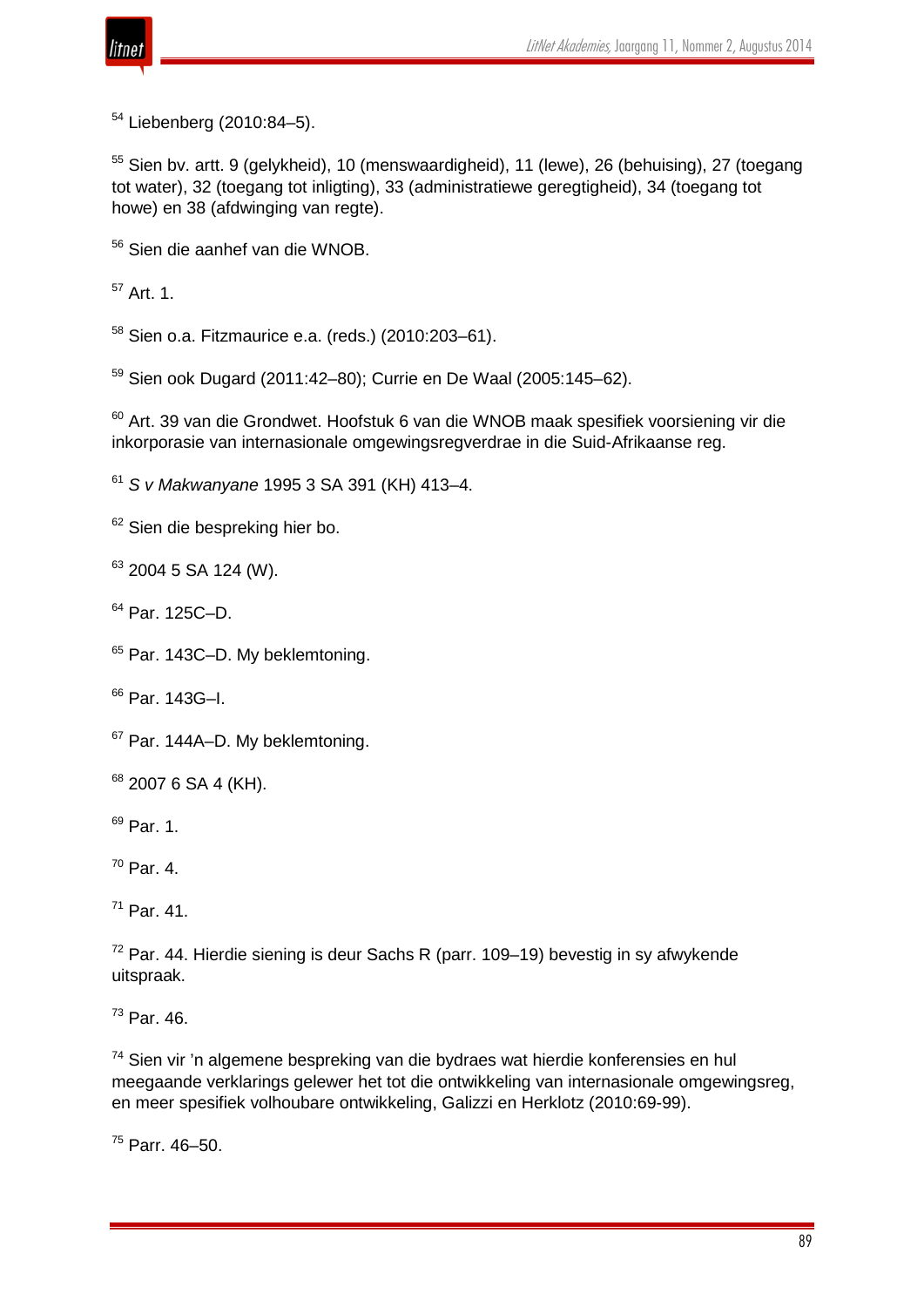[54] Liebenberg (2010:84–5).

[55] Sien bv. artt. 9 (gelykheid), 10 (menswaardigheid), 11 (lewe), 26 (behuising), 27 (toegang tot water), 32 (toegang tot inligting), 33 (administratiewe geregtigheid), 34 (toegang tot howe) en 38 (afdwinging van regte).

[56] Sien die aanhef van die WNOB.

[57] Art. 1.

[58] Sien o.a. Fitzmaurice e.a. (reds.) (2010:203–61).

[59] Sien ook Dugard (2011:42–80); Currie en De Waal (2005:145–62).

[60] Art. 39 van die Grondwet. Hoofstuk 6 van die WNOB maak spesifiek voorsiening vir die inkorporasie van internasionale omgewingsregverdrae in die Suid-Afrikaanse reg.

[61] *S v Makwanyane* 1995 3 SA 391 (KH) 413–4.

[62] Sien die bespreking hier bo.

[63] 2004 5 SA 124 (W).

[64] Par. 125C–D.

[65] Par. 143C–D. My beklemtoning.

[66] Par. 143G–I.

[67] Par. 144A–D. My beklemtoning.

[68] 2007 6 SA 4 (KH).

[69] Par. 1.

[70] Par. 4.

[71] Par. 41.

[72] Par. 44. Hierdie siening is deur Sachs R (parr. 109–19) bevestig in sy afwykende uitspraak.

[73] Par. 46.

[74] Sien vir 'n algemene bespreking van die bydraes wat hierdie konferensies en hul meegaande verklarings gelewer het tot die ontwikkeling van internasionale omgewingsreg, en meer spesifiek volhoubare ontwikkeling, Galizzi en Herklotz (2010:69-99).

[75] Parr. 46–50.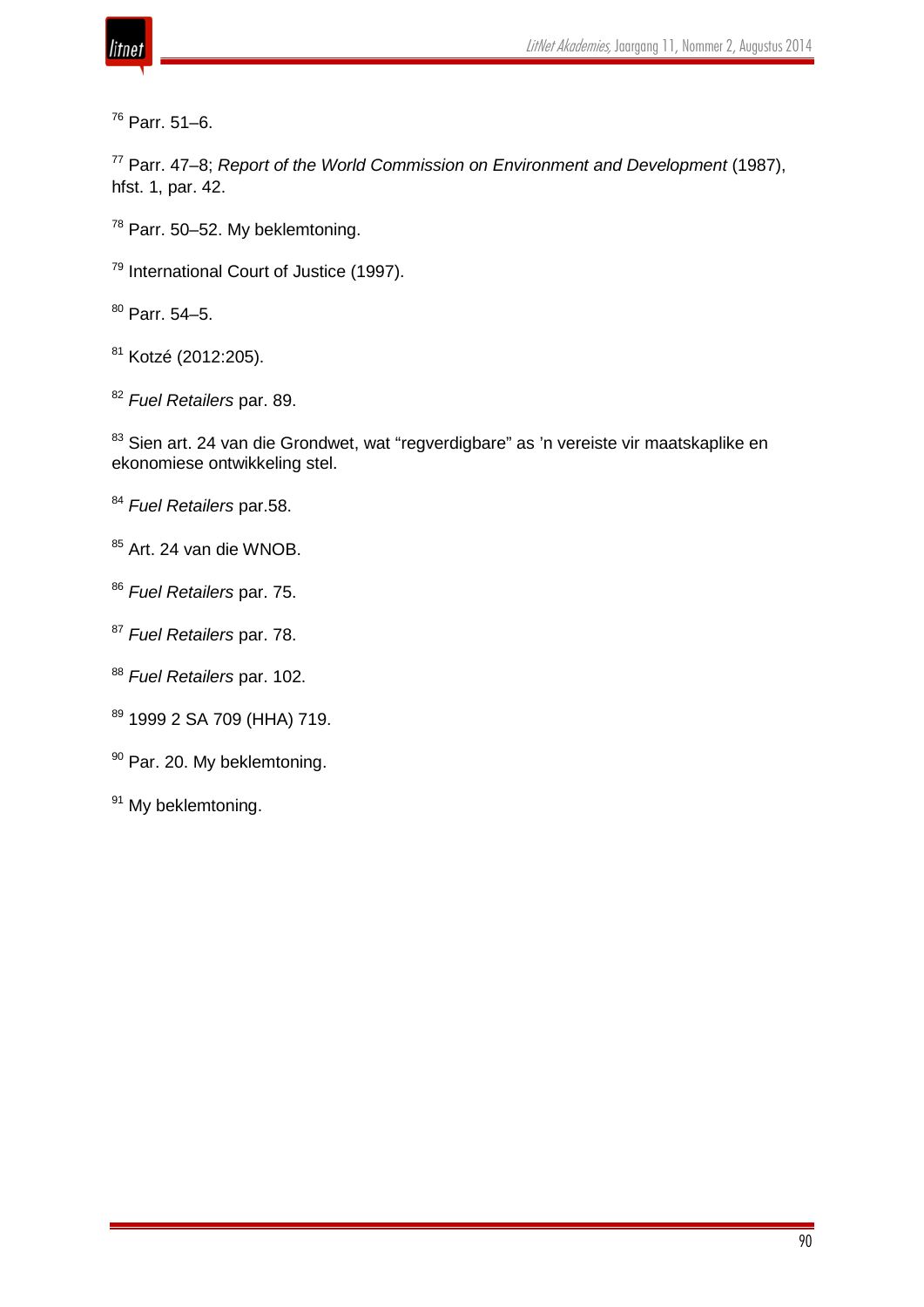[76] Parr. 51–6.

[77] Parr. 47–8; *Report of the World Commission on Environment and Development* (1987), hfst. 1, par. 42.

[78] Parr. 50–52. My beklemtoning.

[79] International Court of Justice (1997).

[80] Parr. 54–5.

[81] Kotzé (2012:205).

[82] *Fuel Retailers* par. 89.

[83] Sien art. 24 van die Grondwet, wat "regverdigbare" as 'n vereiste vir maatskaplike en ekonomiese ontwikkeling stel.

[84] *Fuel Retailers* par.58.

[85] Art. 24 van die WNOB.

[86] *Fuel Retailers* par. 75.

[87] *Fuel Retailers* par. 78.

[88] *Fuel Retailers* par. 102.

[89] 1999 2 SA 709 (HHA) 719.

[90] Par. 20. My beklemtoning.

[91] My beklemtoning.